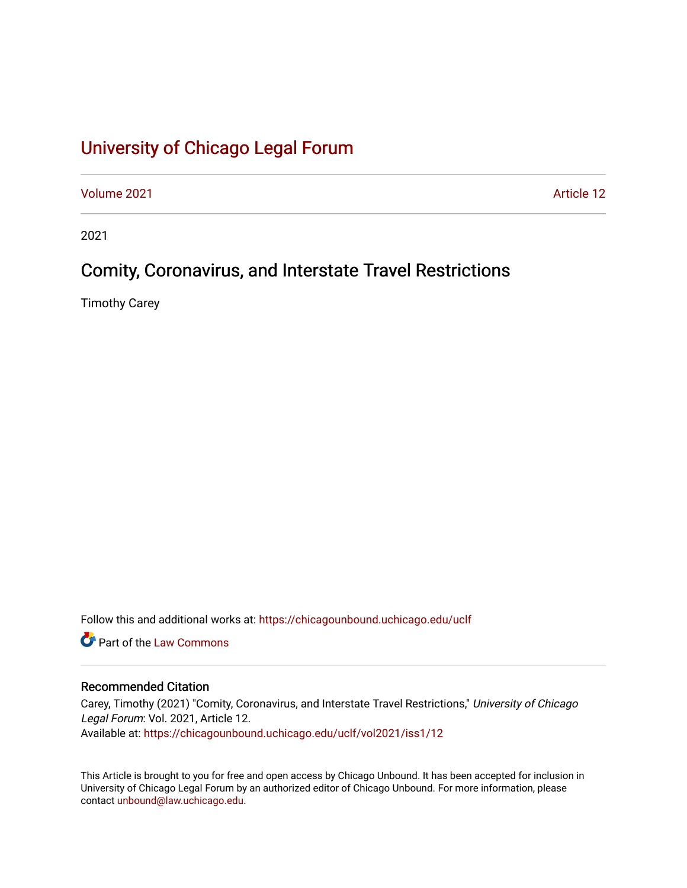# University of Chicago Legal Forum

Volume 2021 | Article 12

2021

## Comity, Coronavirus, and Interstate Travel Restrictions

Timothy Carey

Follow this and additional works at: https://chicagounbound.uchicago.edu/uclf

Part of the Law Commons

### Recommended Citation

Carey, Timothy (2021) "Comity, Coronavirus, and Interstate Travel Restrictions," *University of Chicago Legal Forum*: Vol. 2021, Article 12.
Available at: https://chicagounbound.uchicago.edu/uclf/vol2021/iss1/12

This Article is brought to you for free and open access by Chicago Unbound. It has been accepted for inclusion in University of Chicago Legal Forum by an authorized editor of Chicago Unbound. For more information, please contact unbound@law.uchicago.edu.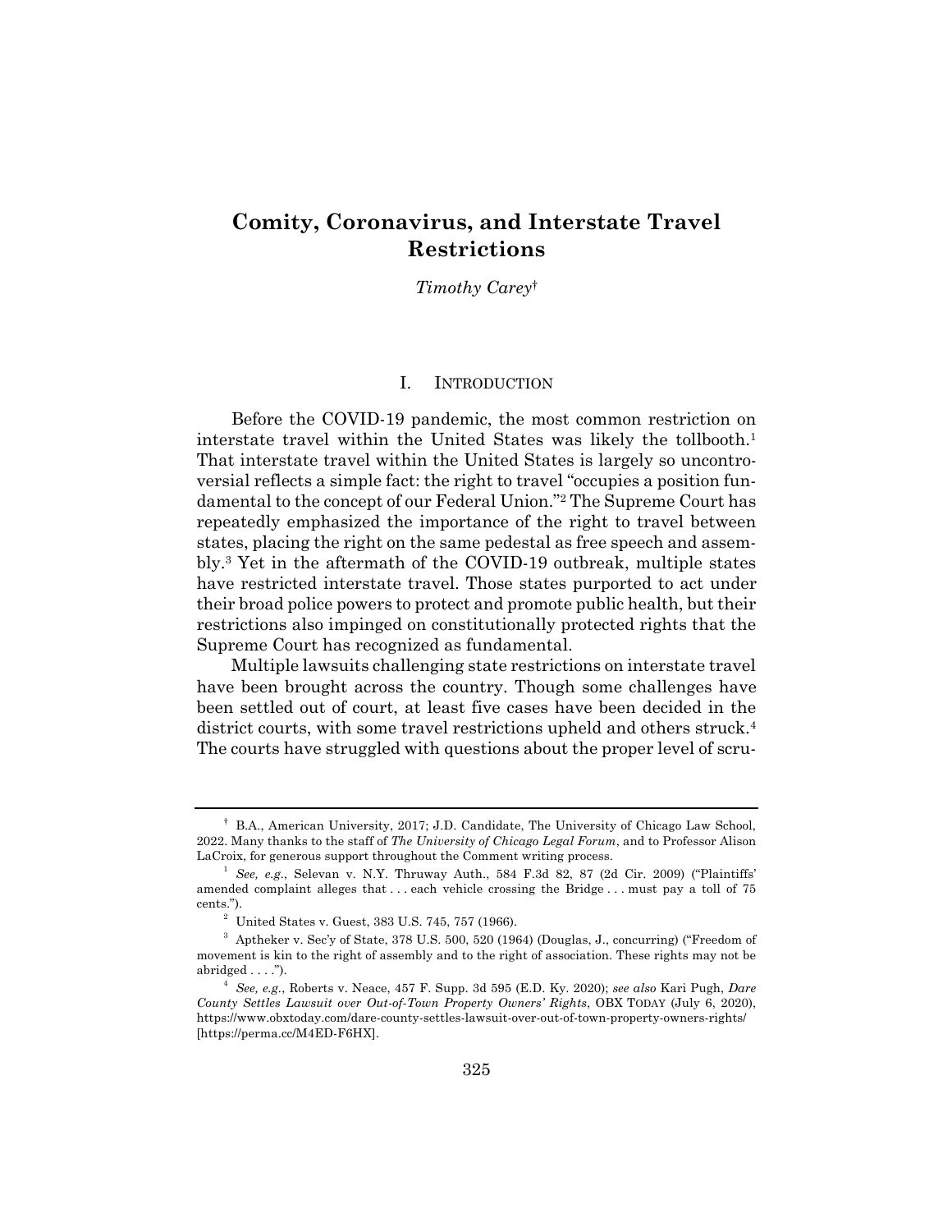# Comity, Coronavirus, and Interstate Travel Restrictions

*Timothy Carey*†

## I. INTRODUCTION

Before the COVID-19 pandemic, the most common restriction on interstate travel within the United States was likely the tollbooth.[1] That interstate travel within the United States is largely so uncontroversial reflects a simple fact: the right to travel "occupies a position fundamental to the concept of our Federal Union."[2] The Supreme Court has repeatedly emphasized the importance of the right to travel between states, placing the right on the same pedestal as free speech and assembly.[3] Yet in the aftermath of the COVID-19 outbreak, multiple states have restricted interstate travel. Those states purported to act under their broad police powers to protect and promote public health, but their restrictions also impinged on constitutionally protected rights that the Supreme Court has recognized as fundamental.

Multiple lawsuits challenging state restrictions on interstate travel have been brought across the country. Though some challenges have been settled out of court, at least five cases have been decided in the district courts, with some travel restrictions upheld and others struck.[4] The courts have struggled with questions about the proper level of scru-

---

† B.A., American University, 2017; J.D. Candidate, The University of Chicago Law School, 2022. Many thanks to the staff of *The University of Chicago Legal Forum*, and to Professor Alison LaCroix, for generous support throughout the Comment writing process.

[1] *See, e.g.*, Selevan v. N.Y. Thruway Auth., 584 F.3d 82, 87 (2d Cir. 2009) ("Plaintiffs' amended complaint alleges that . . . each vehicle crossing the Bridge . . . must pay a toll of 75 cents.").

[2] United States v. Guest, 383 U.S. 745, 757 (1966).

[3] Aptheker v. Sec'y of State, 378 U.S. 500, 520 (1964) (Douglas, J., concurring) ("Freedom of movement is kin to the right of assembly and to the right of association. These rights may not be abridged . . . .").

[4] *See, e.g.*, Roberts v. Neace, 457 F. Supp. 3d 595 (E.D. Ky. 2020); *see also* Kari Pugh, *Dare County Settles Lawsuit over Out-of-Town Property Owners' Rights*, OBX TODAY (July 6, 2020), https://www.obxtoday.com/dare-county-settles-lawsuit-over-out-of-town-property-owners-rights/ [https://perma.cc/M4ED-F6HX].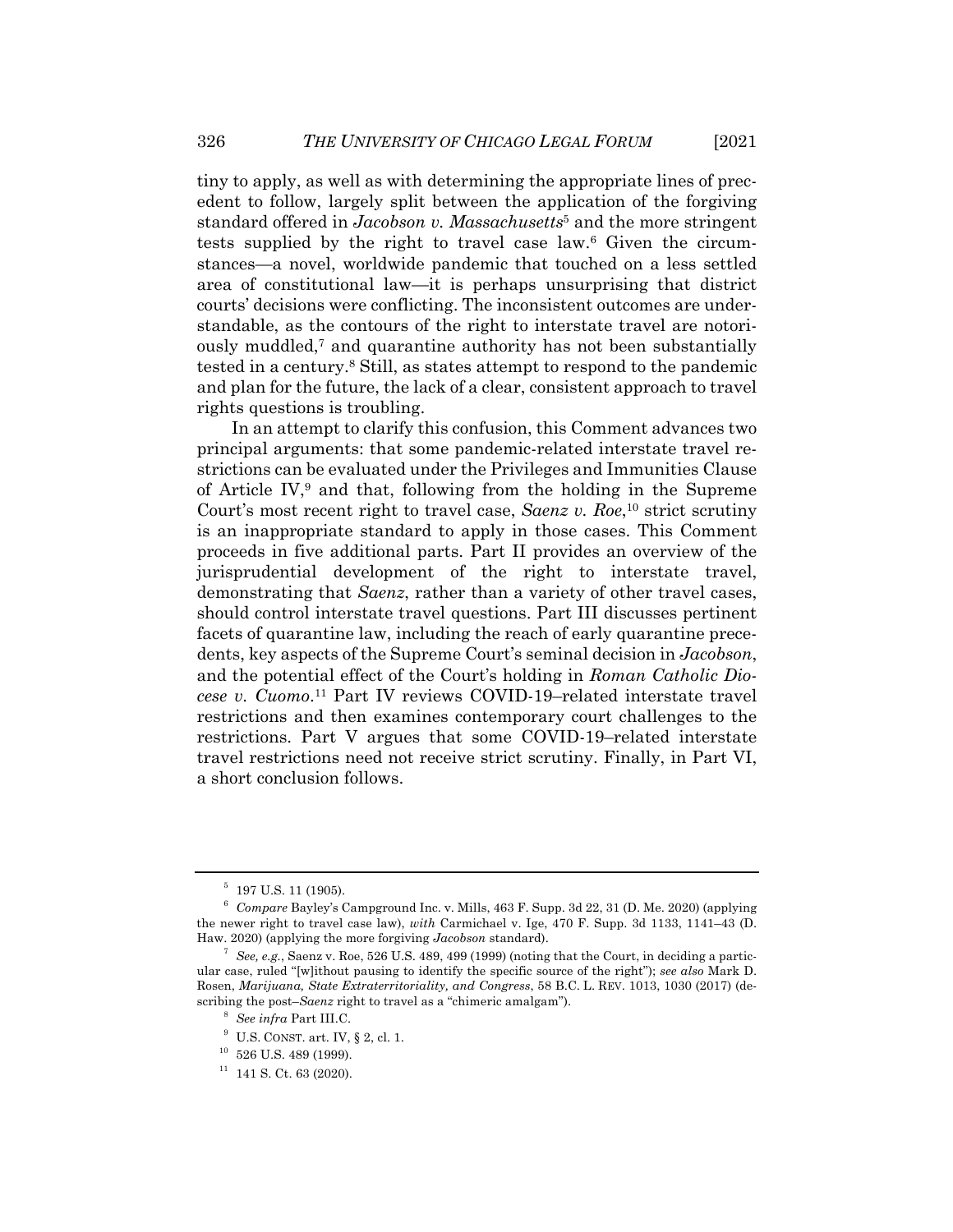tiny to apply, as well as with determining the appropriate lines of precedent to follow, largely split between the application of the forgiving standard offered in *Jacobson v. Massachusetts*[5] and the more stringent tests supplied by the right to travel case law.[6] Given the circumstances—a novel, worldwide pandemic that touched on a less settled area of constitutional law—it is perhaps unsurprising that district courts' decisions were conflicting. The inconsistent outcomes are understandable, as the contours of the right to interstate travel are notoriously muddled,[7] and quarantine authority has not been substantially tested in a century.[8] Still, as states attempt to respond to the pandemic and plan for the future, the lack of a clear, consistent approach to travel rights questions is troubling.

In an attempt to clarify this confusion, this Comment advances two principal arguments: that some pandemic-related interstate travel restrictions can be evaluated under the Privileges and Immunities Clause of Article IV,[9] and that, following from the holding in the Supreme Court's most recent right to travel case, *Saenz v. Roe*,[10] strict scrutiny is an inappropriate standard to apply in those cases. This Comment proceeds in five additional parts. Part II provides an overview of the jurisprudential development of the right to interstate travel, demonstrating that *Saenz*, rather than a variety of other travel cases, should control interstate travel questions. Part III discusses pertinent facets of quarantine law, including the reach of early quarantine precedents, key aspects of the Supreme Court's seminal decision in *Jacobson*, and the potential effect of the Court's holding in *Roman Catholic Diocese v. Cuomo*.[11] Part IV reviews COVID-19–related interstate travel restrictions and then examines contemporary court challenges to the restrictions. Part V argues that some COVID-19–related interstate travel restrictions need not receive strict scrutiny. Finally, in Part VI, a short conclusion follows.

---

[5] 197 U.S. 11 (1905).

[6] *Compare* Bayley's Campground Inc. v. Mills, 463 F. Supp. 3d 22, 31 (D. Me. 2020) (applying the newer right to travel case law), *with* Carmichael v. Ige, 470 F. Supp. 3d 1133, 1141–43 (D. Haw. 2020) (applying the more forgiving *Jacobson* standard).

[7] *See, e.g.*, Saenz v. Roe, 526 U.S. 489, 499 (1999) (noting that the Court, in deciding a particular case, ruled "[w]ithout pausing to identify the specific source of the right"); *see also* Mark D. Rosen, *Marijuana, State Extraterritoriality, and Congress*, 58 B.C. L. REV. 1013, 1030 (2017) (describing the post–*Saenz* right to travel as a "chimeric amalgam").

[8] *See infra* Part III.C.

[9] U.S. CONST. art. IV, § 2, cl. 1.

[10] 526 U.S. 489 (1999).

[11] 141 S. Ct. 63 (2020).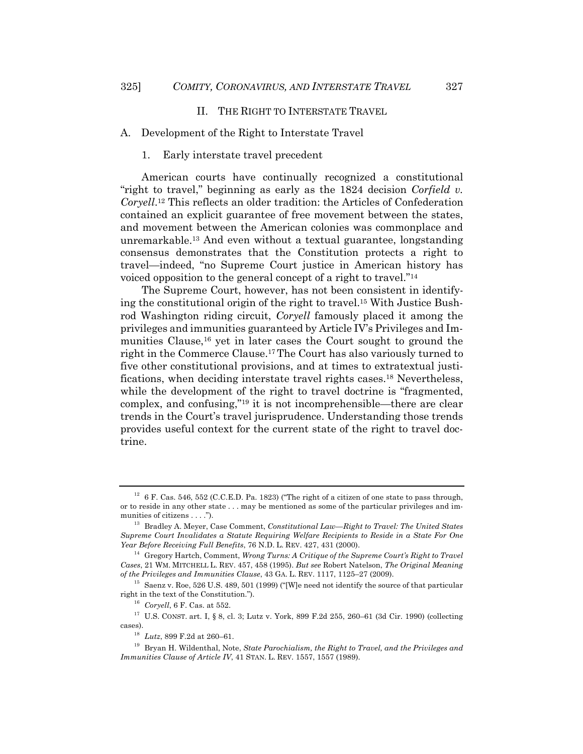## II. THE RIGHT TO INTERSTATE TRAVEL

### A. Development of the Right to Interstate Travel

#### 1. Early interstate travel precedent

American courts have continually recognized a constitutional "right to travel," beginning as early as the 1824 decision *Corfield v. Coryell*.[12] This reflects an older tradition: the Articles of Confederation contained an explicit guarantee of free movement between the states, and movement between the American colonies was commonplace and unremarkable.[13] And even without a textual guarantee, longstanding consensus demonstrates that the Constitution protects a right to travel—indeed, "no Supreme Court justice in American history has voiced opposition to the general concept of a right to travel."[14]

The Supreme Court, however, has not been consistent in identifying the constitutional origin of the right to travel.[15] With Justice Bushrod Washington riding circuit, *Coryell* famously placed it among the privileges and immunities guaranteed by Article IV's Privileges and Immunities Clause,[16] yet in later cases the Court sought to ground the right in the Commerce Clause.[17] The Court has also variously turned to five other constitutional provisions, and at times to extratextual justifications, when deciding interstate travel rights cases.[18] Nevertheless, while the development of the right to travel doctrine is "fragmented, complex, and confusing,"[19] it is not incomprehensible—there are clear trends in the Court's travel jurisprudence. Understanding those trends provides useful context for the current state of the right to travel doctrine.

---

[12] 6 F. Cas. 546, 552 (C.C.E.D. Pa. 1823) ("The right of a citizen of one state to pass through, or to reside in any other state . . . may be mentioned as some of the particular privileges and immunities of citizens . . . .").

[13] Bradley A. Meyer, Case Comment, *Constitutional Law—Right to Travel: The United States Supreme Court Invalidates a Statute Requiring Welfare Recipients to Reside in a State For One Year Before Receiving Full Benefits*, 76 N.D. L. REV. 427, 431 (2000).

[14] Gregory Hartch, Comment, *Wrong Turns: A Critique of the Supreme Court's Right to Travel Cases*, 21 WM. MITCHELL L. REV. 457, 458 (1995). *But see* Robert Natelson, *The Original Meaning of the Privileges and Immunities Clause*, 43 GA. L. REV. 1117, 1125–27 (2009).

[15] Saenz v. Roe, 526 U.S. 489, 501 (1999) ("[W]e need not identify the source of that particular right in the text of the Constitution.").

[16] *Coryell*, 6 F. Cas. at 552.

[17] U.S. CONST. art. I, § 8, cl. 3; Lutz v. York, 899 F.2d 255, 260–61 (3d Cir. 1990) (collecting cases).

[18] *Lutz*, 899 F.2d at 260–61.

[19] Bryan H. Wildenthal, Note, *State Parochialism, the Right to Travel, and the Privileges and Immunities Clause of Article IV*, 41 STAN. L. REV. 1557, 1557 (1989).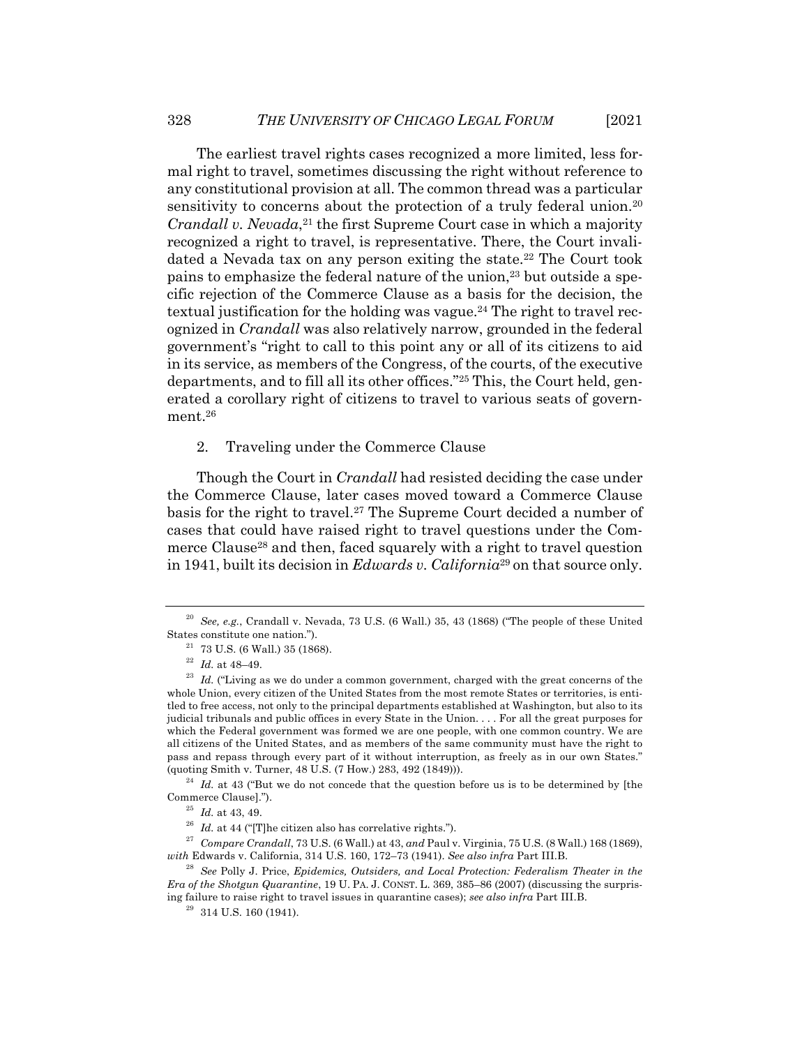The earliest travel rights cases recognized a more limited, less formal right to travel, sometimes discussing the right without reference to any constitutional provision at all. The common thread was a particular sensitivity to concerns about the protection of a truly federal union.[20] *Crandall v. Nevada*,[21] the first Supreme Court case in which a majority recognized a right to travel, is representative. There, the Court invalidated a Nevada tax on any person exiting the state.[22] The Court took pains to emphasize the federal nature of the union,[23] but outside a specific rejection of the Commerce Clause as a basis for the decision, the textual justification for the holding was vague.[24] The right to travel recognized in *Crandall* was also relatively narrow, grounded in the federal government's "right to call to this point any or all of its citizens to aid in its service, as members of the Congress, of the courts, of the executive departments, and to fill all its other offices."[25] This, the Court held, generated a corollary right of citizens to travel to various seats of government.[26]

2. Traveling under the Commerce Clause

Though the Court in *Crandall* had resisted deciding the case under the Commerce Clause, later cases moved toward a Commerce Clause basis for the right to travel.[27] The Supreme Court decided a number of cases that could have raised right to travel questions under the Commerce Clause[28] and then, faced squarely with a right to travel question in 1941, built its decision in *Edwards v. California*[29] on that source only.

---

[20] *See, e.g.*, Crandall v. Nevada, 73 U.S. (6 Wall.) 35, 43 (1868) ("The people of these United States constitute one nation.").

[21] 73 U.S. (6 Wall.) 35 (1868).

[22] *Id.* at 48–49.

[23] *Id.* ("Living as we do under a common government, charged with the great concerns of the whole Union, every citizen of the United States from the most remote States or territories, is entitled to free access, not only to the principal departments established at Washington, but also to its judicial tribunals and public offices in every State in the Union. . . . For all the great purposes for which the Federal government was formed we are one people, with one common country. We are all citizens of the United States, and as members of the same community must have the right to pass and repass through every part of it without interruption, as freely as in our own States." (quoting Smith v. Turner, 48 U.S. (7 How.) 283, 492 (1849))).

[24] *Id.* at 43 ("But we do not concede that the question before us is to be determined by [the Commerce Clause].").

[25] *Id.* at 43, 49.

[26] *Id.* at 44 ("[T]he citizen also has correlative rights.").

[27] *Compare Crandall*, 73 U.S. (6 Wall.) at 43, *and* Paul v. Virginia, 75 U.S. (8 Wall.) 168 (1869), *with* Edwards v. California, 314 U.S. 160, 172–73 (1941). *See also infra* Part III.B.

[28] *See* Polly J. Price, *Epidemics, Outsiders, and Local Protection: Federalism Theater in the Era of the Shotgun Quarantine*, 19 U. PA. J. CONST. L. 369, 385–86 (2007) (discussing the surprising failure to raise right to travel issues in quarantine cases); *see also infra* Part III.B.

[29] 314 U.S. 160 (1941).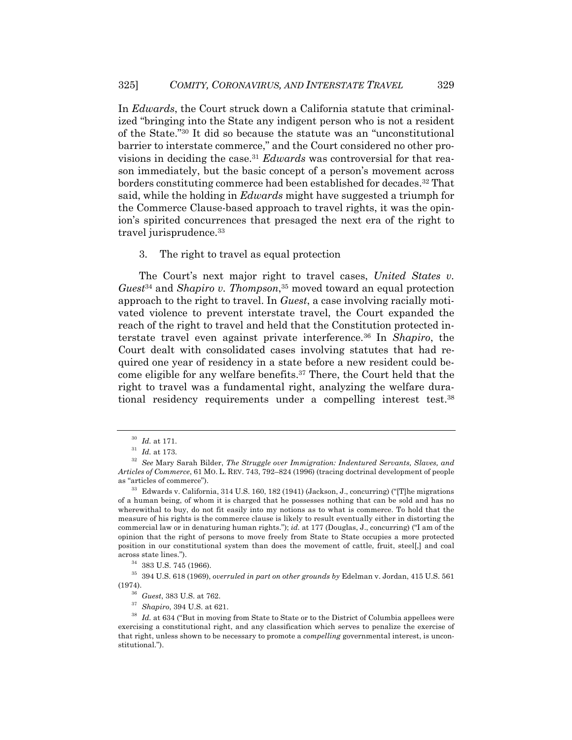In *Edwards*, the Court struck down a California statute that criminalized "bringing into the State any indigent person who is not a resident of the State."[30] It did so because the statute was an "unconstitutional barrier to interstate commerce," and the Court considered no other provisions in deciding the case.[31] *Edwards* was controversial for that reason immediately, but the basic concept of a person's movement across borders constituting commerce had been established for decades.[32] That said, while the holding in *Edwards* might have suggested a triumph for the Commerce Clause-based approach to travel rights, it was the opinion's spirited concurrences that presaged the next era of the right to travel jurisprudence.[33]

3. The right to travel as equal protection

The Court's next major right to travel cases, *United States v. Guest*[34] and *Shapiro v. Thompson*,[35] moved toward an equal protection approach to the right to travel. In *Guest*, a case involving racially motivated violence to prevent interstate travel, the Court expanded the reach of the right to travel and held that the Constitution protected interstate travel even against private interference.[36] In *Shapiro*, the Court dealt with consolidated cases involving statutes that had required one year of residency in a state before a new resident could become eligible for any welfare benefits.[37] There, the Court held that the right to travel was a fundamental right, analyzing the welfare durational residency requirements under a compelling interest test.[38]

---

[30] *Id.* at 171.

[31] *Id.* at 173.

[32] *See* Mary Sarah Bilder, *The Struggle over Immigration: Indentured Servants, Slaves, and Articles of Commerce*, 61 MO. L. REV. 743, 792–824 (1996) (tracing doctrinal development of people as "articles of commerce").

[33] Edwards v. California, 314 U.S. 160, 182 (1941) (Jackson, J., concurring) ("[T]he migrations of a human being, of whom it is charged that he possesses nothing that can be sold and has no wherewithal to buy, do not fit easily into my notions as to what is commerce. To hold that the measure of his rights is the commerce clause is likely to result eventually either in distorting the commercial law or in denaturing human rights."); *id.* at 177 (Douglas, J., concurring) ("I am of the opinion that the right of persons to move freely from State to State occupies a more protected position in our constitutional system than does the movement of cattle, fruit, steel[,] and coal across state lines.").

[34] 383 U.S. 745 (1966).

[35] 394 U.S. 618 (1969), *overruled in part on other grounds by* Edelman v. Jordan, 415 U.S. 561 (1974).

[36] *Guest*, 383 U.S. at 762.

[37] *Shapiro*, 394 U.S. at 621.

[38] *Id.* at 634 ("But in moving from State to State or to the District of Columbia appellees were exercising a constitutional right, and any classification which serves to penalize the exercise of that right, unless shown to be necessary to promote a *compelling* governmental interest, is unconstitutional.").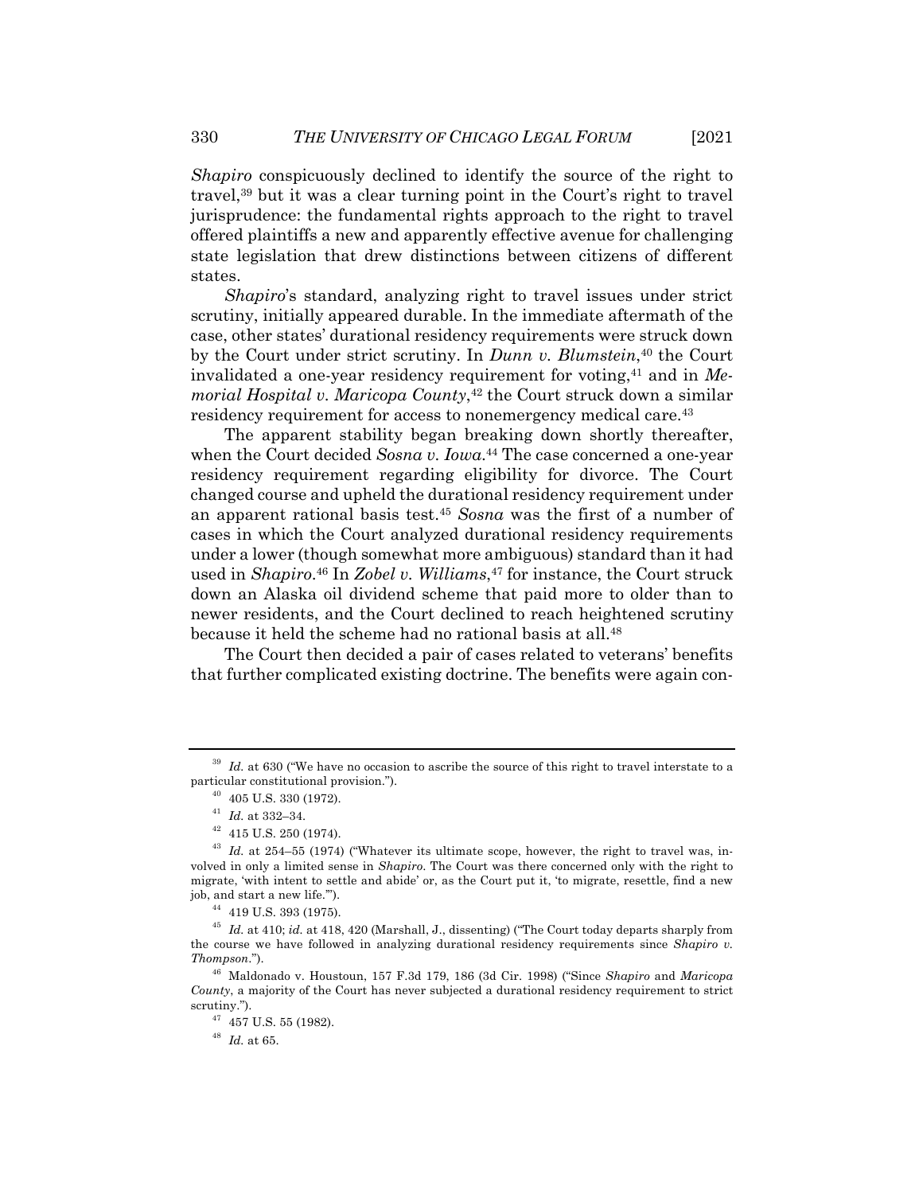*Shapiro* conspicuously declined to identify the source of the right to travel,[39] but it was a clear turning point in the Court's right to travel jurisprudence: the fundamental rights approach to the right to travel offered plaintiffs a new and apparently effective avenue for challenging state legislation that drew distinctions between citizens of different states.

*Shapiro*'s standard, analyzing right to travel issues under strict scrutiny, initially appeared durable. In the immediate aftermath of the case, other states' durational residency requirements were struck down by the Court under strict scrutiny. In *Dunn v. Blumstein*,[40] the Court invalidated a one-year residency requirement for voting,[41] and in *Memorial Hospital v. Maricopa County*,[42] the Court struck down a similar residency requirement for access to nonemergency medical care.[43]

The apparent stability began breaking down shortly thereafter, when the Court decided *Sosna v. Iowa*.[44] The case concerned a one-year residency requirement regarding eligibility for divorce. The Court changed course and upheld the durational residency requirement under an apparent rational basis test.[45] *Sosna* was the first of a number of cases in which the Court analyzed durational residency requirements under a lower (though somewhat more ambiguous) standard than it had used in *Shapiro*.[46] In *Zobel v. Williams*,[47] for instance, the Court struck down an Alaska oil dividend scheme that paid more to older than to newer residents, and the Court declined to reach heightened scrutiny because it held the scheme had no rational basis at all.[48]

The Court then decided a pair of cases related to veterans' benefits that further complicated existing doctrine. The benefits were again con-

---

[39] *Id.* at 630 ("We have no occasion to ascribe the source of this right to travel interstate to a particular constitutional provision.").

[40] 405 U.S. 330 (1972).

[41] *Id.* at 332–34.

[42] 415 U.S. 250 (1974).

[43] *Id.* at 254–55 (1974) ("Whatever its ultimate scope, however, the right to travel was, involved in only a limited sense in *Shapiro*. The Court was there concerned only with the right to migrate, 'with intent to settle and abide' or, as the Court put it, 'to migrate, resettle, find a new job, and start a new life.'").

[44] 419 U.S. 393 (1975).

[45] *Id.* at 410; *id.* at 418, 420 (Marshall, J., dissenting) ("The Court today departs sharply from the course we have followed in analyzing durational residency requirements since *Shapiro v. Thompson*.").

[46] Maldonado v. Houstoun, 157 F.3d 179, 186 (3d Cir. 1998) ("Since *Shapiro* and *Maricopa County*, a majority of the Court has never subjected a durational residency requirement to strict scrutiny.").

[47] 457 U.S. 55 (1982).

[48] *Id.* at 65.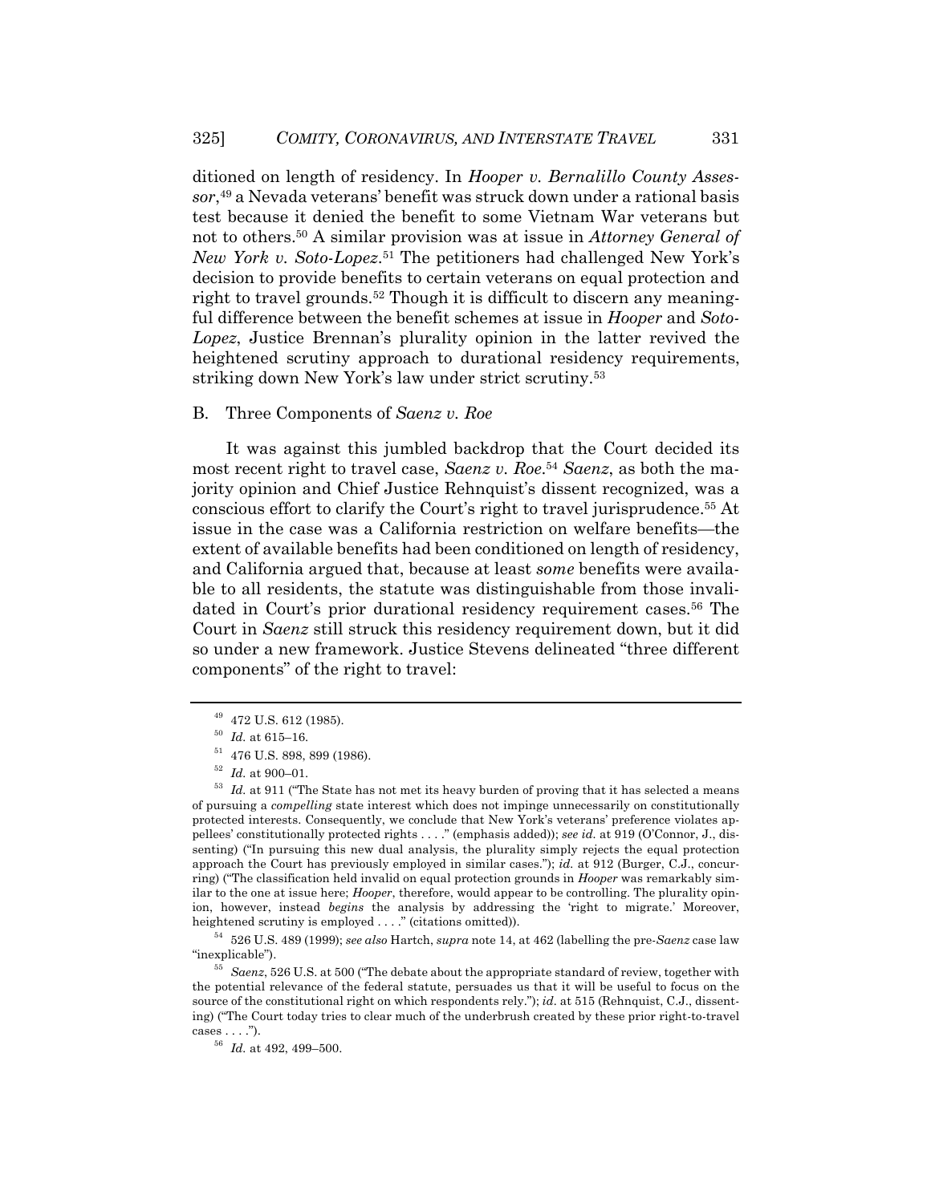ditioned on length of residency. In *Hooper v. Bernalillo County Assessor*,[49] a Nevada veterans' benefit was struck down under a rational basis test because it denied the benefit to some Vietnam War veterans but not to others.[50] A similar provision was at issue in *Attorney General of New York v. Soto-Lopez*.[51] The petitioners had challenged New York's decision to provide benefits to certain veterans on equal protection and right to travel grounds.[52] Though it is difficult to discern any meaningful difference between the benefit schemes at issue in *Hooper* and *Soto-Lopez*, Justice Brennan's plurality opinion in the latter revived the heightened scrutiny approach to durational residency requirements, striking down New York's law under strict scrutiny.[53]

## B. Three Components of *Saenz v. Roe*

It was against this jumbled backdrop that the Court decided its most recent right to travel case, *Saenz v. Roe*.[54] *Saenz*, as both the majority opinion and Chief Justice Rehnquist's dissent recognized, was a conscious effort to clarify the Court's right to travel jurisprudence.[55] At issue in the case was a California restriction on welfare benefits—the extent of available benefits had been conditioned on length of residency, and California argued that, because at least *some* benefits were available to all residents, the statute was distinguishable from those invalidated in Court's prior durational residency requirement cases.[56] The Court in *Saenz* still struck this residency requirement down, but it did so under a new framework. Justice Stevens delineated "three different components" of the right to travel:

---

[49] 472 U.S. 612 (1985).

[50] *Id.* at 615–16.

[51] 476 U.S. 898, 899 (1986).

[52] *Id.* at 900–01.

[53] *Id.* at 911 ("The State has not met its heavy burden of proving that it has selected a means of pursuing a *compelling* state interest which does not impinge unnecessarily on constitutionally protected interests. Consequently, we conclude that New York's veterans' preference violates appellees' constitutionally protected rights . . . ." (emphasis added)); *see id.* at 919 (O'Connor, J., dissenting) ("In pursuing this new dual analysis, the plurality simply rejects the equal protection approach the Court has previously employed in similar cases."); *id.* at 912 (Burger, C.J., concurring) ("The classification held invalid on equal protection grounds in *Hooper* was remarkably similar to the one at issue here; *Hooper*, therefore, would appear to be controlling. The plurality opinion, however, instead *begins* the analysis by addressing the 'right to migrate.' Moreover, heightened scrutiny is employed . . . ." (citations omitted)).

[54] 526 U.S. 489 (1999); *see also* Hartch, *supra* note 14, at 462 (labelling the pre-*Saenz* case law "inexplicable").

[55] *Saenz*, 526 U.S. at 500 ("The debate about the appropriate standard of review, together with the potential relevance of the federal statute, persuades us that it will be useful to focus on the source of the constitutional right on which respondents rely."); *id.* at 515 (Rehnquist, C.J., dissenting) ("The Court today tries to clear much of the underbrush created by these prior right-to-travel cases . . . .").

[56] *Id.* at 492, 499–500.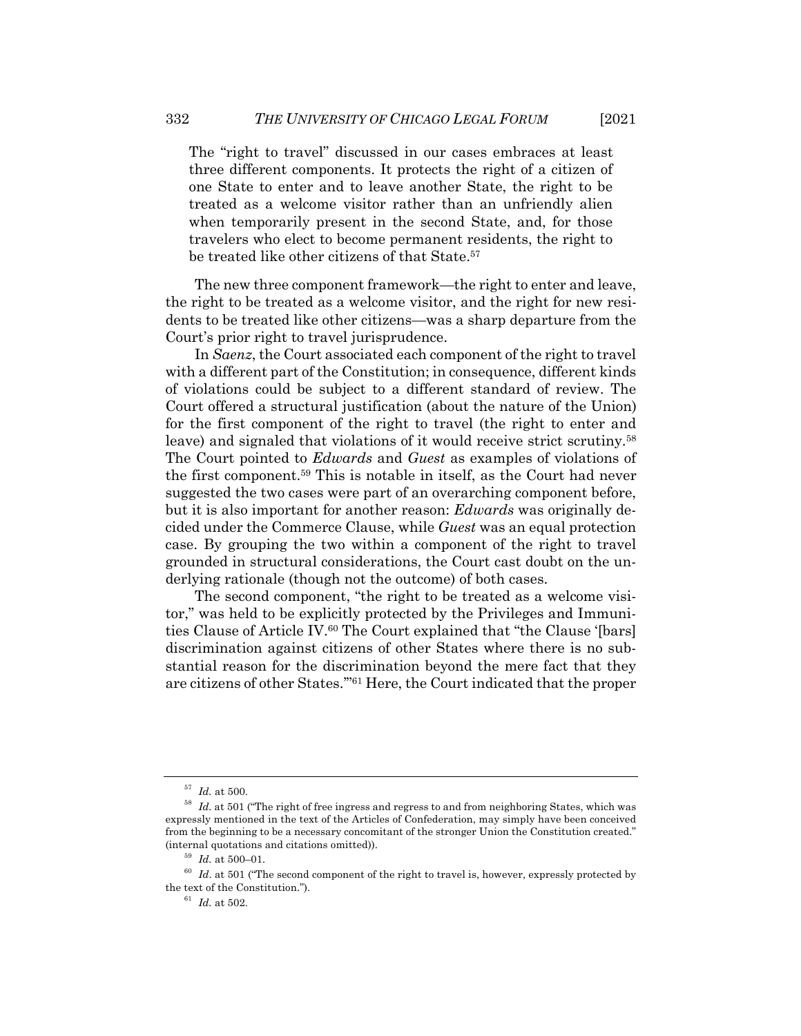> The "right to travel" discussed in our cases embraces at least three different components. It protects the right of a citizen of one State to enter and to leave another State, the right to be treated as a welcome visitor rather than an unfriendly alien when temporarily present in the second State, and, for those travelers who elect to become permanent residents, the right to be treated like other citizens of that State.[57]

The new three component framework—the right to enter and leave, the right to be treated as a welcome visitor, and the right for new residents to be treated like other citizens—was a sharp departure from the Court's prior right to travel jurisprudence.

In *Saenz*, the Court associated each component of the right to travel with a different part of the Constitution; in consequence, different kinds of violations could be subject to a different standard of review. The Court offered a structural justification (about the nature of the Union) for the first component of the right to travel (the right to enter and leave) and signaled that violations of it would receive strict scrutiny.[58] The Court pointed to *Edwards* and *Guest* as examples of violations of the first component.[59] This is notable in itself, as the Court had never suggested the two cases were part of an overarching component before, but it is also important for another reason: *Edwards* was originally decided under the Commerce Clause, while *Guest* was an equal protection case. By grouping the two within a component of the right to travel grounded in structural considerations, the Court cast doubt on the underlying rationale (though not the outcome) of both cases.

The second component, "the right to be treated as a welcome visitor," was held to be explicitly protected by the Privileges and Immunities Clause of Article IV.[60] The Court explained that "the Clause '[bars] discrimination against citizens of other States where there is no substantial reason for the discrimination beyond the mere fact that they are citizens of other States.'"[61] Here, the Court indicated that the proper

---

[57] *Id.* at 500.

[58] *Id.* at 501 ("The right of free ingress and regress to and from neighboring States, which was expressly mentioned in the text of the Articles of Confederation, may simply have been conceived from the beginning to be a necessary concomitant of the stronger Union the Constitution created." (internal quotations and citations omitted)).

[59] *Id.* at 500–01.

[60] *Id*. at 501 ("The second component of the right to travel is, however, expressly protected by the text of the Constitution.").

[61] *Id.* at 502.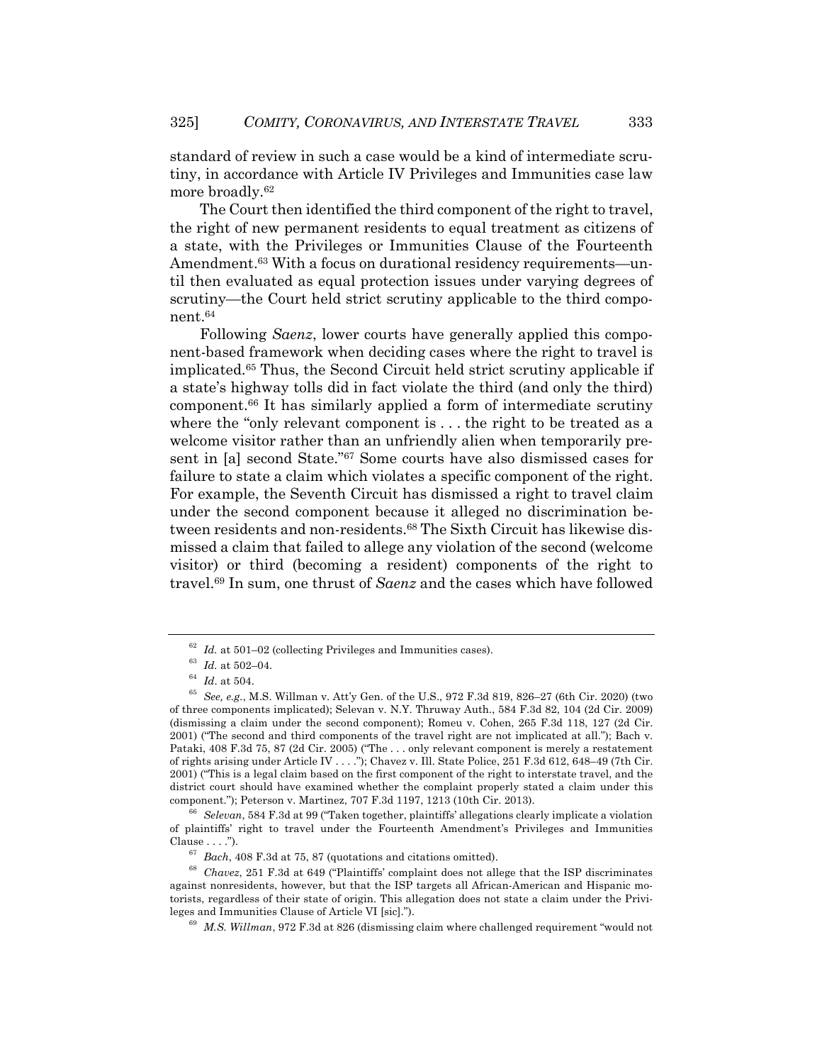standard of review in such a case would be a kind of intermediate scrutiny, in accordance with Article IV Privileges and Immunities case law more broadly.[62]

The Court then identified the third component of the right to travel, the right of new permanent residents to equal treatment as citizens of a state, with the Privileges or Immunities Clause of the Fourteenth Amendment.[63] With a focus on durational residency requirements—until then evaluated as equal protection issues under varying degrees of scrutiny—the Court held strict scrutiny applicable to the third component.[64]

Following *Saenz*, lower courts have generally applied this component-based framework when deciding cases where the right to travel is implicated.[65] Thus, the Second Circuit held strict scrutiny applicable if a state's highway tolls did in fact violate the third (and only the third) component.[66] It has similarly applied a form of intermediate scrutiny where the "only relevant component is . . . the right to be treated as a welcome visitor rather than an unfriendly alien when temporarily present in [a] second State."[67] Some courts have also dismissed cases for failure to state a claim which violates a specific component of the right. For example, the Seventh Circuit has dismissed a right to travel claim under the second component because it alleged no discrimination between residents and non-residents.[68] The Sixth Circuit has likewise dismissed a claim that failed to allege any violation of the second (welcome visitor) or third (becoming a resident) components of the right to travel.[69] In sum, one thrust of *Saenz* and the cases which have followed

---

[62] *Id.* at 501–02 (collecting Privileges and Immunities cases).

[63] *Id.* at 502–04.

[64] *Id*. at 504.

[65] *See, e.g.*, M.S. Willman v. Att'y Gen. of the U.S., 972 F.3d 819, 826–27 (6th Cir. 2020) (two of three components implicated); Selevan v. N.Y. Thruway Auth., 584 F.3d 82, 104 (2d Cir. 2009) (dismissing a claim under the second component); Romeu v. Cohen, 265 F.3d 118, 127 (2d Cir. 2001) ("The second and third components of the travel right are not implicated at all."); Bach v. Pataki, 408 F.3d 75, 87 (2d Cir. 2005) ("The . . . only relevant component is merely a restatement of rights arising under Article IV . . . ."); Chavez v. Ill. State Police, 251 F.3d 612, 648–49 (7th Cir. 2001) ("This is a legal claim based on the first component of the right to interstate travel, and the district court should have examined whether the complaint properly stated a claim under this component."); Peterson v. Martinez, 707 F.3d 1197, 1213 (10th Cir. 2013).

[66] *Selevan*, 584 F.3d at 99 ("Taken together, plaintiffs' allegations clearly implicate a violation of plaintiffs' right to travel under the Fourteenth Amendment's Privileges and Immunities Clause . . . .").

[67] *Bach*, 408 F.3d at 75, 87 (quotations and citations omitted).

[68] *Chavez*, 251 F.3d at 649 ("Plaintiffs' complaint does not allege that the ISP discriminates against nonresidents, however, but that the ISP targets all African-American and Hispanic motorists, regardless of their state of origin. This allegation does not state a claim under the Privileges and Immunities Clause of Article VI [sic].").

[69] *M.S. Willman*, 972 F.3d at 826 (dismissing claim where challenged requirement "would not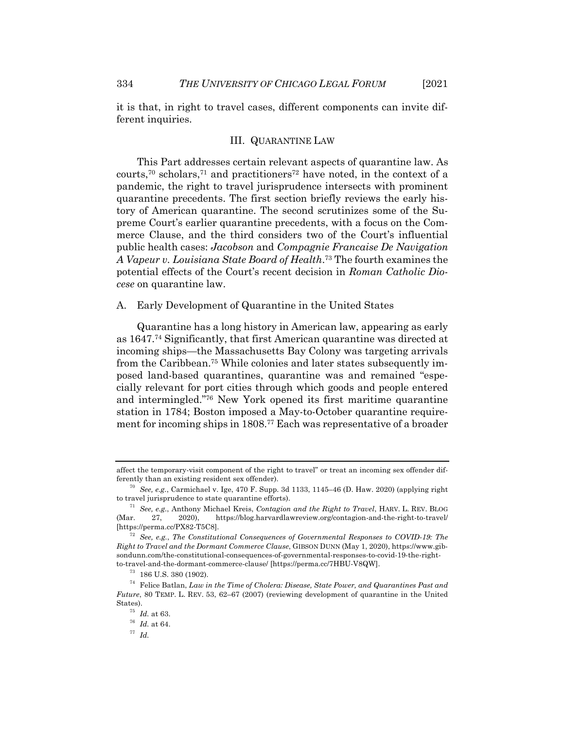it is that, in right to travel cases, different components can invite different inquiries.

## III. QUARANTINE LAW

This Part addresses certain relevant aspects of quarantine law. As courts,[70] scholars,[71] and practitioners[72] have noted, in the context of a pandemic, the right to travel jurisprudence intersects with prominent quarantine precedents. The first section briefly reviews the early history of American quarantine. The second scrutinizes some of the Supreme Court's earlier quarantine precedents, with a focus on the Commerce Clause, and the third considers two of the Court's influential public health cases: *Jacobson* and *Compagnie Francaise De Navigation A Vapeur v. Louisiana State Board of Health*.[73] The fourth examines the potential effects of the Court's recent decision in *Roman Catholic Diocese* on quarantine law.

### A. Early Development of Quarantine in the United States

Quarantine has a long history in American law, appearing as early as 1647.[74] Significantly, that first American quarantine was directed at incoming ships—the Massachusetts Bay Colony was targeting arrivals from the Caribbean.[75] While colonies and later states subsequently imposed land-based quarantines, quarantine was and remained "especially relevant for port cities through which goods and people entered and intermingled."[76] New York opened its first maritime quarantine station in 1784; Boston imposed a May-to-October quarantine requirement for incoming ships in 1808.[77] Each was representative of a broader

---

affect the temporary-visit component of the right to travel" or treat an incoming sex offender differently than an existing resident sex offender).

[70] *See, e.g.*, Carmichael v. Ige, 470 F. Supp. 3d 1133, 1145–46 (D. Haw. 2020) (applying right to travel jurisprudence to state quarantine efforts).

[71] *See, e.g.*, Anthony Michael Kreis, *Contagion and the Right to Travel*, HARV. L. REV. BLOG (Mar. 27, 2020), https://blog.harvardlawreview.org/contagion-and-the-right-to-travel/ [https://perma.cc/PX82-T5C8].

[72] *See, e.g.*, *The Constitutional Consequences of Governmental Responses to COVID-19: The Right to Travel and the Dormant Commerce Clause*, GIBSON DUNN (May 1, 2020), https://www.gibsondunn.com/the-constitutional-consequences-of-governmental-responses-to-covid-19-the-right-to-travel-and-the-dormant-commerce-clause/ [https://perma.cc/7HBU-V8QW].

[73] 186 U.S. 380 (1902).

[74] Felice Batlan, *Law in the Time of Cholera: Disease, State Power, and Quarantines Past and Future*, 80 TEMP. L. REV. 53, 62–67 (2007) (reviewing development of quarantine in the United States).

[75] *Id.* at 63.

[76] *Id.* at 64.

[77] *Id.*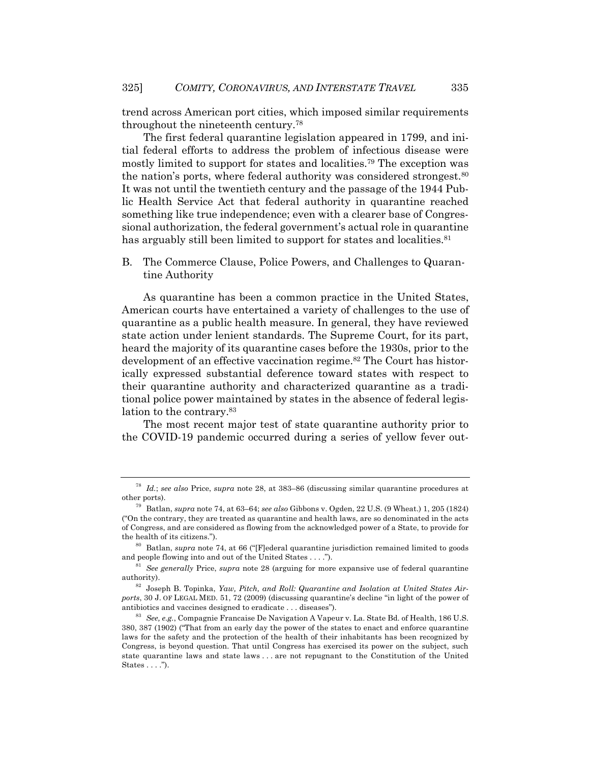trend across American port cities, which imposed similar requirements throughout the nineteenth century.[78]

The first federal quarantine legislation appeared in 1799, and initial federal efforts to address the problem of infectious disease were mostly limited to support for states and localities.[79] The exception was the nation's ports, where federal authority was considered strongest.[80] It was not until the twentieth century and the passage of the 1944 Public Health Service Act that federal authority in quarantine reached something like true independence; even with a clearer base of Congressional authorization, the federal government's actual role in quarantine has arguably still been limited to support for states and localities.[81]

## B. The Commerce Clause, Police Powers, and Challenges to Quarantine Authority

As quarantine has been a common practice in the United States, American courts have entertained a variety of challenges to the use of quarantine as a public health measure. In general, they have reviewed state action under lenient standards. The Supreme Court, for its part, heard the majority of its quarantine cases before the 1930s, prior to the development of an effective vaccination regime.[82] The Court has historically expressed substantial deference toward states with respect to their quarantine authority and characterized quarantine as a traditional police power maintained by states in the absence of federal legislation to the contrary.[83]

The most recent major test of state quarantine authority prior to the COVID-19 pandemic occurred during a series of yellow fever out-

---

[78] *Id.*; *see also* Price, *supra* note 28, at 383–86 (discussing similar quarantine procedures at other ports).

[79] Batlan, *supra* note 74, at 63–64; *see also* Gibbons v. Ogden, 22 U.S. (9 Wheat.) 1, 205 (1824) ("On the contrary, they are treated as quarantine and health laws, are so denominated in the acts of Congress, and are considered as flowing from the acknowledged power of a State, to provide for the health of its citizens.").

[80] Batlan, *supra* note 74, at 66 ("[F]ederal quarantine jurisdiction remained limited to goods and people flowing into and out of the United States . . . .").

[81] *See generally* Price, *supra* note 28 (arguing for more expansive use of federal quarantine authority).

[82] Joseph B. Topinka, *Yaw, Pitch, and Roll: Quarantine and Isolation at United States Airports*, 30 J. OF LEGAL MED. 51, 72 (2009) (discussing quarantine's decline "in light of the power of antibiotics and vaccines designed to eradicate . . . diseases").

[83] *See, e.g.*, Compagnie Francaise De Navigation A Vapeur v. La. State Bd. of Health, 186 U.S. 380, 387 (1902) ("That from an early day the power of the states to enact and enforce quarantine laws for the safety and the protection of the health of their inhabitants has been recognized by Congress, is beyond question. That until Congress has exercised its power on the subject, such state quarantine laws and state laws . . . are not repugnant to the Constitution of the United States . . . .").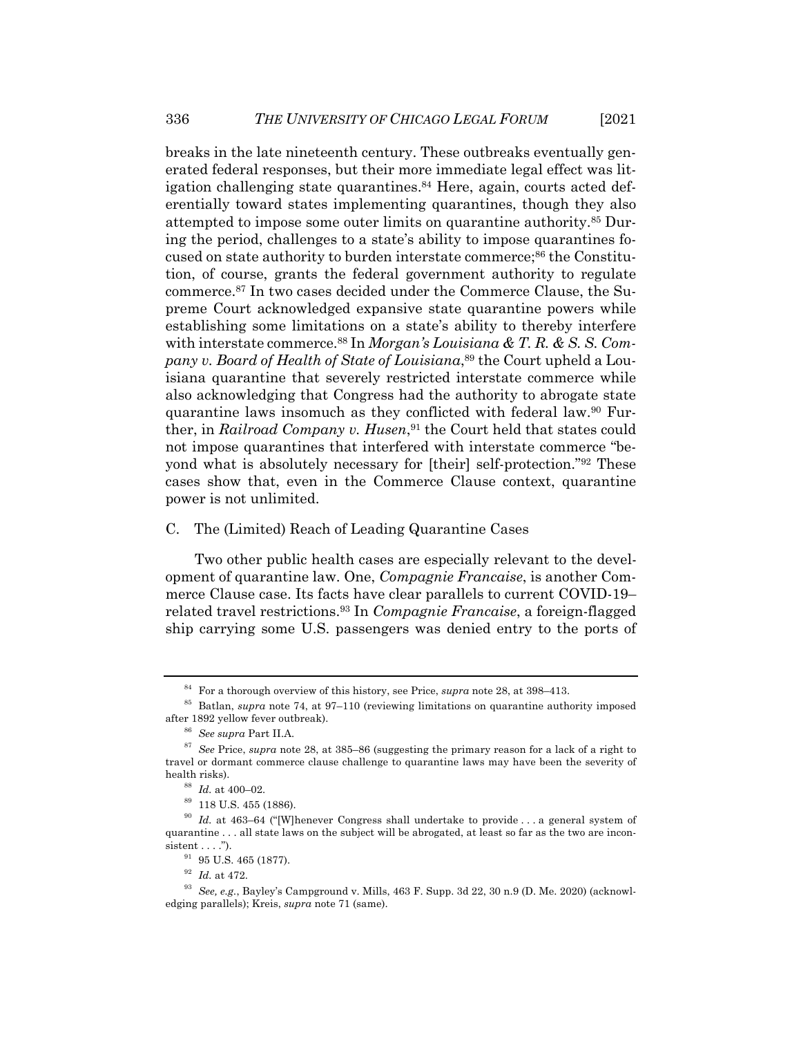breaks in the late nineteenth century. These outbreaks eventually generated federal responses, but their more immediate legal effect was litigation challenging state quarantines.[84] Here, again, courts acted deferentially toward states implementing quarantines, though they also attempted to impose some outer limits on quarantine authority.[85] During the period, challenges to a state's ability to impose quarantines focused on state authority to burden interstate commerce;[86] the Constitution, of course, grants the federal government authority to regulate commerce.[87] In two cases decided under the Commerce Clause, the Supreme Court acknowledged expansive state quarantine powers while establishing some limitations on a state's ability to thereby interfere with interstate commerce.[88] In *Morgan's Louisiana & T. R. & S. S. Company v. Board of Health of State of Louisiana*,[89] the Court upheld a Louisiana quarantine that severely restricted interstate commerce while also acknowledging that Congress had the authority to abrogate state quarantine laws insomuch as they conflicted with federal law.[90] Further, in *Railroad Company v. Husen*,[91] the Court held that states could not impose quarantines that interfered with interstate commerce "beyond what is absolutely necessary for [their] self-protection."[92] These cases show that, even in the Commerce Clause context, quarantine power is not unlimited.

### C. The (Limited) Reach of Leading Quarantine Cases

Two other public health cases are especially relevant to the development of quarantine law. One, *Compagnie Francaise*, is another Commerce Clause case. Its facts have clear parallels to current COVID-19–related travel restrictions.[93] In *Compagnie Francaise*, a foreign-flagged ship carrying some U.S. passengers was denied entry to the ports of

---

[84] For a thorough overview of this history, see Price, *supra* note 28, at 398–413.

[85] Batlan, *supra* note 74, at 97–110 (reviewing limitations on quarantine authority imposed after 1892 yellow fever outbreak).

[86] *See supra* Part II.A.

[87] *See* Price, *supra* note 28, at 385–86 (suggesting the primary reason for a lack of a right to travel or dormant commerce clause challenge to quarantine laws may have been the severity of health risks).

[88] *Id.* at 400–02.

[89] 118 U.S. 455 (1886).

[90] *Id.* at 463–64 ("[W]henever Congress shall undertake to provide . . . a general system of quarantine . . . all state laws on the subject will be abrogated, at least so far as the two are inconsistent . . . .").

[91] 95 U.S. 465 (1877).

[92] *Id.* at 472.

[93] *See, e.g.*, Bayley's Campground v. Mills, 463 F. Supp. 3d 22, 30 n.9 (D. Me. 2020) (acknowledging parallels); Kreis, *supra* note 71 (same).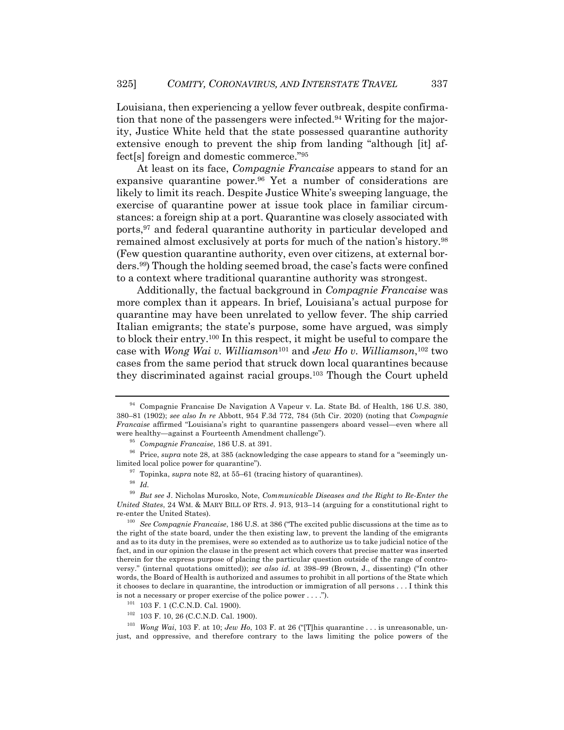Louisiana, then experiencing a yellow fever outbreak, despite confirmation that none of the passengers were infected.[94] Writing for the majority, Justice White held that the state possessed quarantine authority extensive enough to prevent the ship from landing "although [it] affect[s] foreign and domestic commerce."[95]

At least on its face, *Compagnie Francaise* appears to stand for an expansive quarantine power.[96] Yet a number of considerations are likely to limit its reach. Despite Justice White's sweeping language, the exercise of quarantine power at issue took place in familiar circumstances: a foreign ship at a port. Quarantine was closely associated with ports,[97] and federal quarantine authority in particular developed and remained almost exclusively at ports for much of the nation's history.[98] (Few question quarantine authority, even over citizens, at external borders.[99]) Though the holding seemed broad, the case's facts were confined to a context where traditional quarantine authority was strongest.

Additionally, the factual background in *Compagnie Francaise* was more complex than it appears. In brief, Louisiana's actual purpose for quarantine may have been unrelated to yellow fever. The ship carried Italian emigrants; the state's purpose, some have argued, was simply to block their entry.[100] In this respect, it might be useful to compare the case with *Wong Wai v. Williamson*[101] and *Jew Ho v. Williamson*,[102] two cases from the same period that struck down local quarantines because they discriminated against racial groups.[103] Though the Court upheld

---

[94] Compagnie Francaise De Navigation A Vapeur v. La. State Bd. of Health, 186 U.S. 380, 380–81 (1902); *see also In re* Abbott, 954 F.3d 772, 784 (5th Cir. 2020) (noting that *Compagnie Francaise* affirmed "Louisiana's right to quarantine passengers aboard vessel—even where all were healthy—against a Fourteenth Amendment challenge").

[95] *Compagnie Francaise*, 186 U.S. at 391.

[96] Price, *supra* note 28, at 385 (acknowledging the case appears to stand for a "seemingly unlimited local police power for quarantine").

[97] Topinka, *supra* note 82, at 55–61 (tracing history of quarantines).

[98] *Id.*

[99] *But see* J. Nicholas Murosko, Note, *Communicable Diseases and the Right to Re-Enter the United States*, 24 WM. & MARY BILL OF RTS. J. 913, 913–14 (arguing for a constitutional right to re-enter the United States).

[100] *See Compagnie Francaise*, 186 U.S. at 386 ("The excited public discussions at the time as to the right of the state board, under the then existing law, to prevent the landing of the emigrants and as to its duty in the premises, were so extended as to authorize us to take judicial notice of the fact, and in our opinion the clause in the present act which covers that precise matter was inserted therein for the express purpose of placing the particular question outside of the range of controversy." (internal quotations omitted)); *see also id.* at 398–99 (Brown, J., dissenting) ("In other words, the Board of Health is authorized and assumes to prohibit in all portions of the State which it chooses to declare in quarantine, the introduction or immigration of all persons . . . I think this is not a necessary or proper exercise of the police power . . . .").

[101] 103 F. 1 (C.C.N.D. Cal. 1900).

[102] 103 F. 10, 26 (C.C.N.D. Cal. 1900).

[103] *Wong Wai*, 103 F. at 10; *Jew Ho*, 103 F. at 26 ("[T]his quarantine . . . is unreasonable, unjust, and oppressive, and therefore contrary to the laws limiting the police powers of the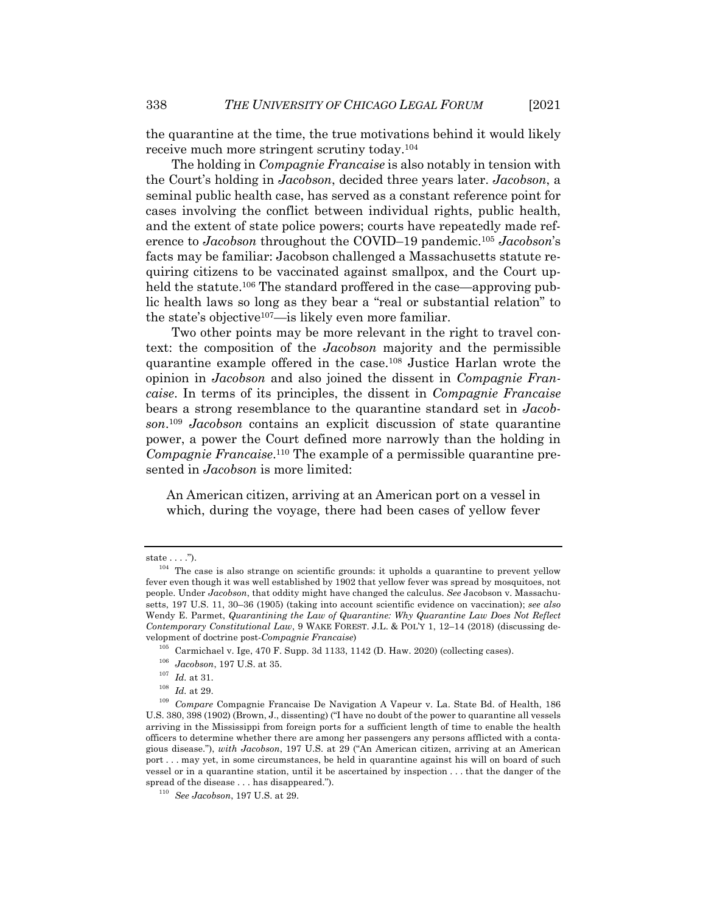the quarantine at the time, the true motivations behind it would likely receive much more stringent scrutiny today.[104]

The holding in *Compagnie Francaise* is also notably in tension with the Court's holding in *Jacobson*, decided three years later. *Jacobson*, a seminal public health case, has served as a constant reference point for cases involving the conflict between individual rights, public health, and the extent of state police powers; courts have repeatedly made reference to *Jacobson* throughout the COVID–19 pandemic.[105] *Jacobson*'s facts may be familiar: Jacobson challenged a Massachusetts statute requiring citizens to be vaccinated against smallpox, and the Court upheld the statute.[106] The standard proffered in the case—approving public health laws so long as they bear a "real or substantial relation" to the state's objective[107]—is likely even more familiar.

Two other points may be more relevant in the right to travel context: the composition of the *Jacobson* majority and the permissible quarantine example offered in the case.[108] Justice Harlan wrote the opinion in *Jacobson* and also joined the dissent in *Compagnie Francaise*. In terms of its principles, the dissent in *Compagnie Francaise* bears a strong resemblance to the quarantine standard set in *Jacobson*.[109] *Jacobson* contains an explicit discussion of state quarantine power, a power the Court defined more narrowly than the holding in *Compagnie Francaise*.[110] The example of a permissible quarantine presented in *Jacobson* is more limited:

> An American citizen, arriving at an American port on a vessel in which, during the voyage, there had been cases of yellow fever

---

state . . . .").

[104] The case is also strange on scientific grounds: it upholds a quarantine to prevent yellow fever even though it was well established by 1902 that yellow fever was spread by mosquitoes, not people. Under *Jacobson*, that oddity might have changed the calculus. *See* Jacobson v. Massachusetts, 197 U.S. 11, 30–36 (1905) (taking into account scientific evidence on vaccination); *see also* Wendy E. Parmet, *Quarantining the Law of Quarantine: Why Quarantine Law Does Not Reflect Contemporary Constitutional Law*, 9 WAKE FOREST. J.L. & POL'Y 1, 12–14 (2018) (discussing development of doctrine post-*Compagnie Francaise*)

[105] Carmichael v. Ige, 470 F. Supp. 3d 1133, 1142 (D. Haw. 2020) (collecting cases).

[106] *Jacobson*, 197 U.S. at 35.

[107] *Id.* at 31.

[108] *Id.* at 29.

[109] *Compare* Compagnie Francaise De Navigation A Vapeur v. La. State Bd. of Health, 186 U.S. 380, 398 (1902) (Brown, J., dissenting) ("I have no doubt of the power to quarantine all vessels arriving in the Mississippi from foreign ports for a sufficient length of time to enable the health officers to determine whether there are among her passengers any persons afflicted with a contagious disease."), *with Jacobson*, 197 U.S. at 29 ("An American citizen, arriving at an American port . . . may yet, in some circumstances, be held in quarantine against his will on board of such vessel or in a quarantine station, until it be ascertained by inspection . . . that the danger of the spread of the disease . . . has disappeared.").

[110] *See Jacobson*, 197 U.S. at 29.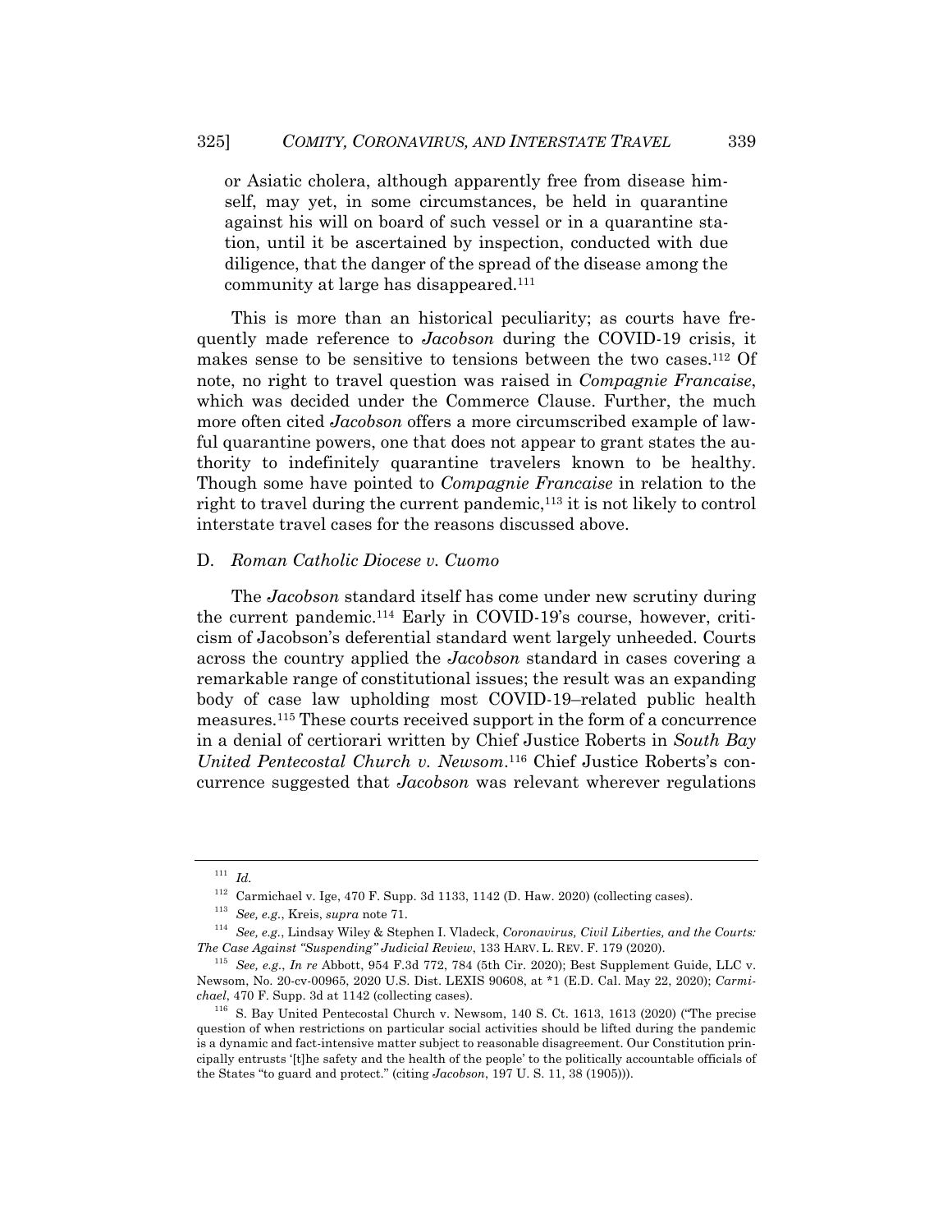or Asiatic cholera, although apparently free from disease himself, may yet, in some circumstances, be held in quarantine against his will on board of such vessel or in a quarantine station, until it be ascertained by inspection, conducted with due diligence, that the danger of the spread of the disease among the community at large has disappeared.[111]

This is more than an historical peculiarity; as courts have frequently made reference to *Jacobson* during the COVID-19 crisis, it makes sense to be sensitive to tensions between the two cases.[112] Of note, no right to travel question was raised in *Compagnie Francaise*, which was decided under the Commerce Clause. Further, the much more often cited *Jacobson* offers a more circumscribed example of lawful quarantine powers, one that does not appear to grant states the authority to indefinitely quarantine travelers known to be healthy. Though some have pointed to *Compagnie Francaise* in relation to the right to travel during the current pandemic,[113] it is not likely to control interstate travel cases for the reasons discussed above.

### D. *Roman Catholic Diocese v. Cuomo*

The *Jacobson* standard itself has come under new scrutiny during the current pandemic.[114] Early in COVID-19's course, however, criticism of Jacobson's deferential standard went largely unheeded. Courts across the country applied the *Jacobson* standard in cases covering a remarkable range of constitutional issues; the result was an expanding body of case law upholding most COVID-19–related public health measures.[115] These courts received support in the form of a concurrence in a denial of certiorari written by Chief Justice Roberts in *South Bay United Pentecostal Church v. Newsom*.[116] Chief Justice Roberts's concurrence suggested that *Jacobson* was relevant wherever regulations

---

[111] *Id.*

[112] Carmichael v. Ige, 470 F. Supp. 3d 1133, 1142 (D. Haw. 2020) (collecting cases).

[113] *See, e.g.*, Kreis, *supra* note 71.

[114] *See, e.g.*, Lindsay Wiley & Stephen I. Vladeck, *Coronavirus, Civil Liberties, and the Courts: The Case Against "Suspending" Judicial Review*, 133 HARV. L. REV. F. 179 (2020).

[115] *See, e.g.*, *In re* Abbott, 954 F.3d 772, 784 (5th Cir. 2020); Best Supplement Guide, LLC v. Newsom, No. 20-cv-00965, 2020 U.S. Dist. LEXIS 90608, at *1 (E.D. Cal. May 22, 2020); *Carmichael*, 470 F. Supp. 3d at 1142 (collecting cases).

[116] S. Bay United Pentecostal Church v. Newsom, 140 S. Ct. 1613, 1613 (2020) ("The precise question of when restrictions on particular social activities should be lifted during the pandemic is a dynamic and fact-intensive matter subject to reasonable disagreement. Our Constitution principally entrusts '[t]he safety and the health of the people' to the politically accountable officials of the States "to guard and protect." (citing *Jacobson*, 197 U. S. 11, 38 (1905))).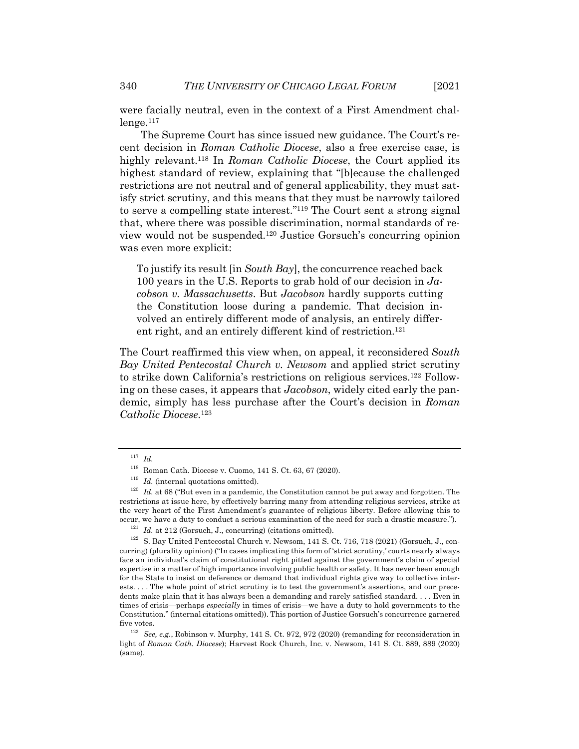were facially neutral, even in the context of a First Amendment challenge.[117]

The Supreme Court has since issued new guidance. The Court's recent decision in *Roman Catholic Diocese*, also a free exercise case, is highly relevant.[118] In *Roman Catholic Diocese*, the Court applied its highest standard of review, explaining that "[b]ecause the challenged restrictions are not neutral and of general applicability, they must satisfy strict scrutiny, and this means that they must be narrowly tailored to serve a compelling state interest."[119] The Court sent a strong signal that, where there was possible discrimination, normal standards of review would not be suspended.[120] Justice Gorsuch's concurring opinion was even more explicit:

> To justify its result [in *South Bay*], the concurrence reached back 100 years in the U.S. Reports to grab hold of our decision in *Jacobson v. Massachusetts*. But *Jacobson* hardly supports cutting the Constitution loose during a pandemic. That decision involved an entirely different mode of analysis, an entirely different right, and an entirely different kind of restriction.[121]

The Court reaffirmed this view when, on appeal, it reconsidered *South Bay United Pentecostal Church v. Newsom* and applied strict scrutiny to strike down California's restrictions on religious services.[122] Following on these cases, it appears that *Jacobson*, widely cited early the pandemic, simply has less purchase after the Court's decision in *Roman Catholic Diocese*.[123]

---

[117] *Id.*

[118] Roman Cath. Diocese v. Cuomo, 141 S. Ct. 63, 67 (2020).

[119] *Id.* (internal quotations omitted).

[120] *Id.* at 68 ("But even in a pandemic, the Constitution cannot be put away and forgotten. The restrictions at issue here, by effectively barring many from attending religious services, strike at the very heart of the First Amendment's guarantee of religious liberty. Before allowing this to occur, we have a duty to conduct a serious examination of the need for such a drastic measure.").

[121] *Id.* at 212 (Gorsuch, J., concurring) (citations omitted).

[122] S. Bay United Pentecostal Church v. Newsom, 141 S. Ct. 716, 718 (2021) (Gorsuch, J., concurring) (plurality opinion) ("In cases implicating this form of 'strict scrutiny,' courts nearly always face an individual's claim of constitutional right pitted against the government's claim of special expertise in a matter of high importance involving public health or safety. It has never been enough for the State to insist on deference or demand that individual rights give way to collective interests. . . . The whole point of strict scrutiny is to test the government's assertions, and our precedents make plain that it has always been a demanding and rarely satisfied standard. . . . Even in times of crisis—perhaps *especially* in times of crisis—we have a duty to hold governments to the Constitution." (internal citations omitted)). This portion of Justice Gorsuch's concurrence garnered five votes.

[123] *See, e.g.*, Robinson v. Murphy, 141 S. Ct. 972, 972 (2020) (remanding for reconsideration in light of *Roman Cath. Diocese*); Harvest Rock Church, Inc. v. Newsom, 141 S. Ct. 889, 889 (2020) (same).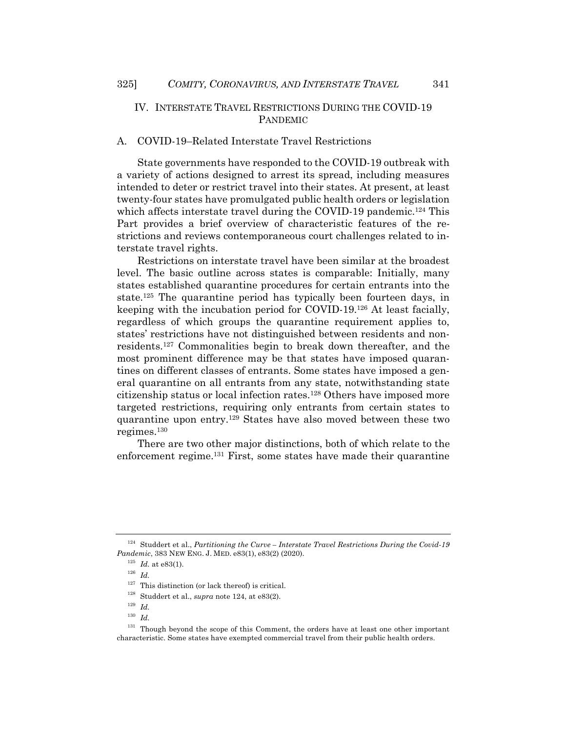## IV. Interstate Travel Restrictions During the COVID-19 Pandemic

### A. COVID-19–Related Interstate Travel Restrictions

State governments have responded to the COVID-19 outbreak with a variety of actions designed to arrest its spread, including measures intended to deter or restrict travel into their states. At present, at least twenty-four states have promulgated public health orders or legislation which affects interstate travel during the COVID-19 pandemic.[124] This Part provides a brief overview of characteristic features of the restrictions and reviews contemporaneous court challenges related to interstate travel rights.

Restrictions on interstate travel have been similar at the broadest level. The basic outline across states is comparable: Initially, many states established quarantine procedures for certain entrants into the state.[125] The quarantine period has typically been fourteen days, in keeping with the incubation period for COVID-19.[126] At least facially, regardless of which groups the quarantine requirement applies to, states' restrictions have not distinguished between residents and nonresidents.[127] Commonalities begin to break down thereafter, and the most prominent difference may be that states have imposed quarantines on different classes of entrants. Some states have imposed a general quarantine on all entrants from any state, notwithstanding state citizenship status or local infection rates.[128] Others have imposed more targeted restrictions, requiring only entrants from certain states to quarantine upon entry.[129] States have also moved between these two regimes.[130]

There are two other major distinctions, both of which relate to the enforcement regime.[131] First, some states have made their quarantine

---

[124] Studdert et al., *Partitioning the Curve – Interstate Travel Restrictions During the Covid-19 Pandemic*, 383 NEW ENG. J. MED. e83(1), e83(2) (2020).

[125] *Id.* at e83(1).

[126] *Id.*

[127] This distinction (or lack thereof) is critical.

[128] Studdert et al., *supra* note 124, at e83(2).

[129] *Id.*

[130] *Id.*

[131] Though beyond the scope of this Comment, the orders have at least one other important characteristic. Some states have exempted commercial travel from their public health orders.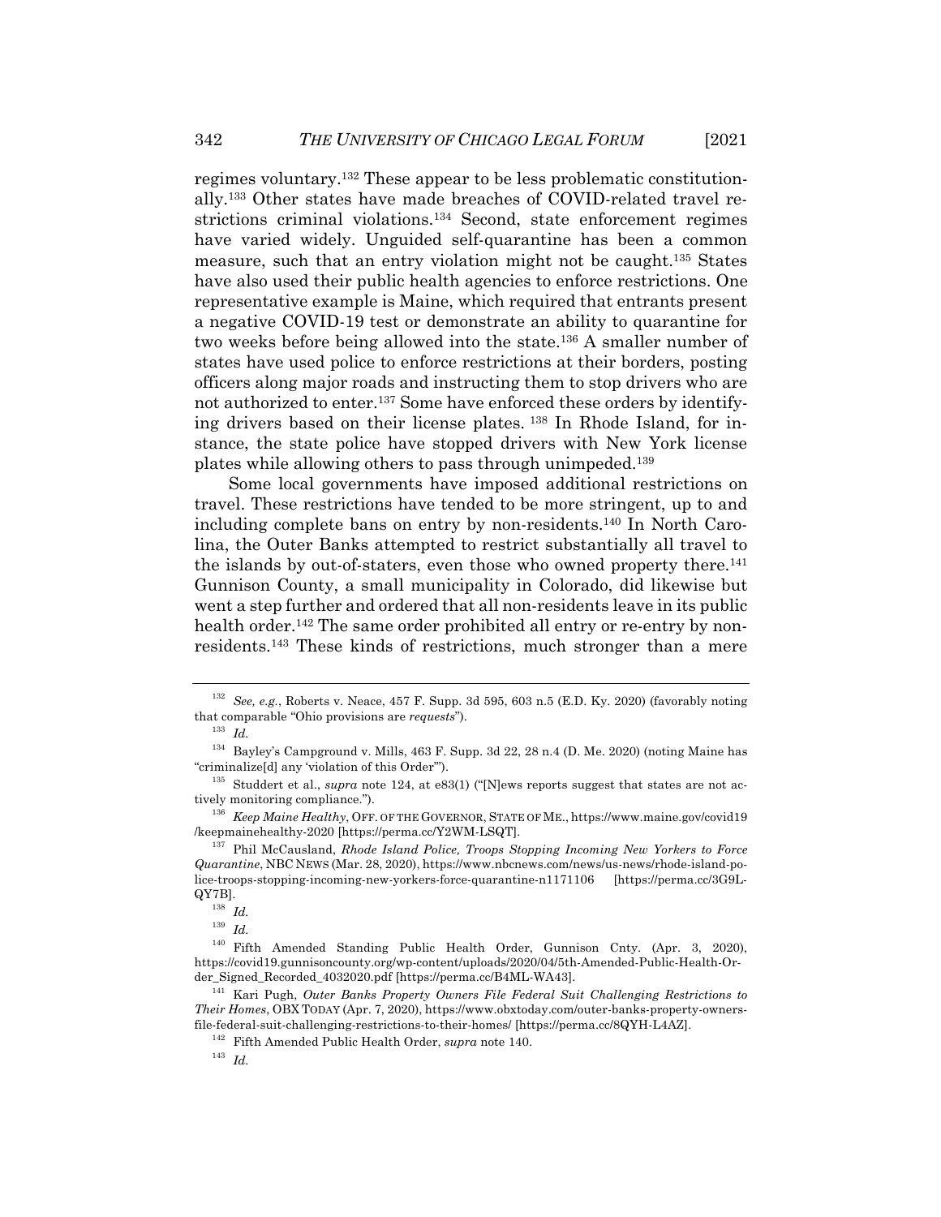regimes voluntary.[132] These appear to be less problematic constitutionally.[133] Other states have made breaches of COVID-related travel restrictions criminal violations.[134] Second, state enforcement regimes have varied widely. Unguided self-quarantine has been a common measure, such that an entry violation might not be caught.[135] States have also used their public health agencies to enforce restrictions. One representative example is Maine, which required that entrants present a negative COVID-19 test or demonstrate an ability to quarantine for two weeks before being allowed into the state.[136] A smaller number of states have used police to enforce restrictions at their borders, posting officers along major roads and instructing them to stop drivers who are not authorized to enter.[137] Some have enforced these orders by identifying drivers based on their license plates. [138] In Rhode Island, for instance, the state police have stopped drivers with New York license plates while allowing others to pass through unimpeded.[139]

Some local governments have imposed additional restrictions on travel. These restrictions have tended to be more stringent, up to and including complete bans on entry by non-residents.[140] In North Carolina, the Outer Banks attempted to restrict substantially all travel to the islands by out-of-staters, even those who owned property there.[141] Gunnison County, a small municipality in Colorado, did likewise but went a step further and ordered that all non-residents leave in its public health order.[142] The same order prohibited all entry or re-entry by non-residents.[143] These kinds of restrictions, much stronger than a mere

---

[132] *See, e.g.*, Roberts v. Neace, 457 F. Supp. 3d 595, 603 n.5 (E.D. Ky. 2020) (favorably noting that comparable "Ohio provisions are *requests*").

[133] *Id.*

[134] Bayley's Campground v. Mills, 463 F. Supp. 3d 22, 28 n.4 (D. Me. 2020) (noting Maine has "criminalize[d] any 'violation of this Order'").

[135] Studdert et al., *supra* note 124, at e83(1) ("[N]ews reports suggest that states are not actively monitoring compliance.").

[136] *Keep Maine Healthy*, OFF. OF THE GOVERNOR, STATE OF ME., https://www.maine.gov/covid19/keepmainehealthy-2020 [https://perma.cc/Y2WM-LSQT].

[137] Phil McCausland, *Rhode Island Police, Troops Stopping Incoming New Yorkers to Force Quarantine*, NBC NEWS (Mar. 28, 2020), https://www.nbcnews.com/news/us-news/rhode-island-police-troops-stopping-incoming-new-yorkers-force-quarantine-n1171106 [https://perma.cc/3G9L-QY7B].

[138] *Id.*

[139] *Id.*

[140] Fifth Amended Standing Public Health Order, Gunnison Cnty. (Apr. 3, 2020), https://covid19.gunnisoncounty.org/wp-content/uploads/2020/04/5th-Amended-Public-Health-Order_Signed_Recorded_4032020.pdf [https://perma.cc/B4ML-WA43].

[141] Kari Pugh, *Outer Banks Property Owners File Federal Suit Challenging Restrictions to Their Homes*, OBX TODAY (Apr. 7, 2020), https://www.obxtoday.com/outer-banks-property-owners-file-federal-suit-challenging-restrictions-to-their-homes/ [https://perma.cc/8QYH-L4AZ].

[142] Fifth Amended Public Health Order, *supra* note 140.

[143] *Id.*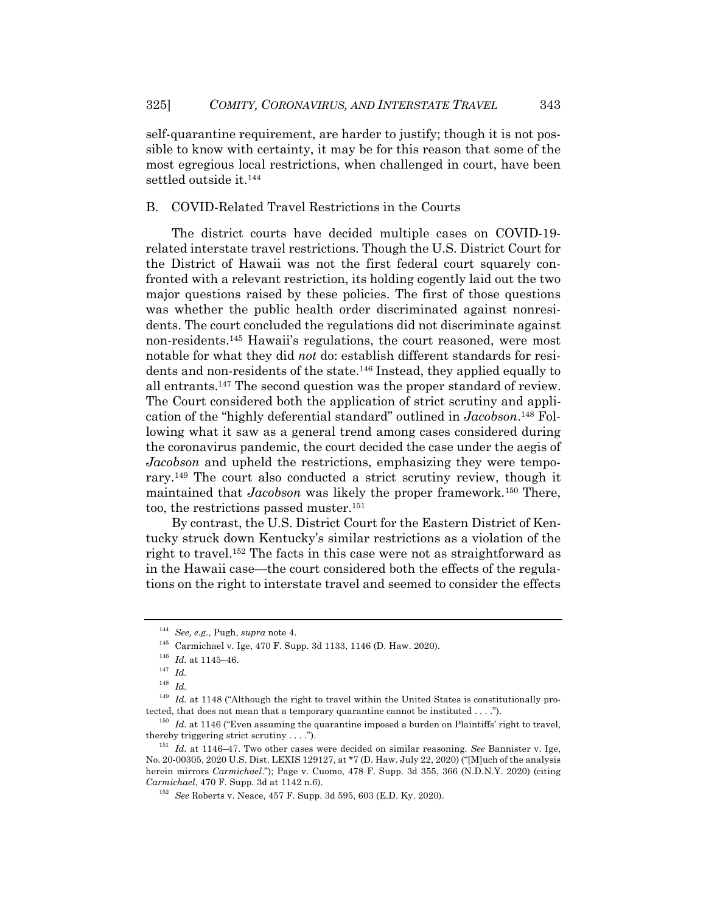self-quarantine requirement, are harder to justify; though it is not possible to know with certainty, it may be for this reason that some of the most egregious local restrictions, when challenged in court, have been settled outside it.[144]

### B. COVID-Related Travel Restrictions in the Courts

The district courts have decided multiple cases on COVID-19-related interstate travel restrictions. Though the U.S. District Court for the District of Hawaii was not the first federal court squarely confronted with a relevant restriction, its holding cogently laid out the two major questions raised by these policies. The first of those questions was whether the public health order discriminated against nonresidents. The court concluded the regulations did not discriminate against non-residents.[145] Hawaii's regulations, the court reasoned, were most notable for what they did *not* do: establish different standards for residents and non-residents of the state.[146] Instead, they applied equally to all entrants.[147] The second question was the proper standard of review. The Court considered both the application of strict scrutiny and application of the "highly deferential standard" outlined in *Jacobson*.[148] Following what it saw as a general trend among cases considered during the coronavirus pandemic, the court decided the case under the aegis of *Jacobson* and upheld the restrictions, emphasizing they were temporary.[149] The court also conducted a strict scrutiny review, though it maintained that *Jacobson* was likely the proper framework.[150] There, too, the restrictions passed muster.[151]

By contrast, the U.S. District Court for the Eastern District of Kentucky struck down Kentucky's similar restrictions as a violation of the right to travel.[152] The facts in this case were not as straightforward as in the Hawaii case—the court considered both the effects of the regulations on the right to interstate travel and seemed to consider the effects

---

[144] *See, e.g.*, Pugh, *supra* note 4.

[145] Carmichael v. Ige, 470 F. Supp. 3d 1133, 1146 (D. Haw. 2020).

[146] *Id.* at 1145–46.

[147] *Id.*

[148] *Id.*

[149] *Id.* at 1148 ("Although the right to travel within the United States is constitutionally protected, that does not mean that a temporary quarantine cannot be instituted . . . .").

[150] *Id.* at 1146 ("Even assuming the quarantine imposed a burden on Plaintiffs' right to travel, thereby triggering strict scrutiny . . . .").

[151] *Id.* at 1146–47. Two other cases were decided on similar reasoning. *See* Bannister v. Ige, No. 20-00305, 2020 U.S. Dist. LEXIS 129127, at *7 (D. Haw. July 22, 2020) ("[M]uch of the analysis herein mirrors *Carmichael*."); Page v. Cuomo, 478 F. Supp. 3d 355, 366 (N.D.N.Y. 2020) (citing *Carmichael*, 470 F. Supp. 3d at 1142 n.6).

[152] *See* Roberts v. Neace, 457 F. Supp. 3d 595, 603 (E.D. Ky. 2020).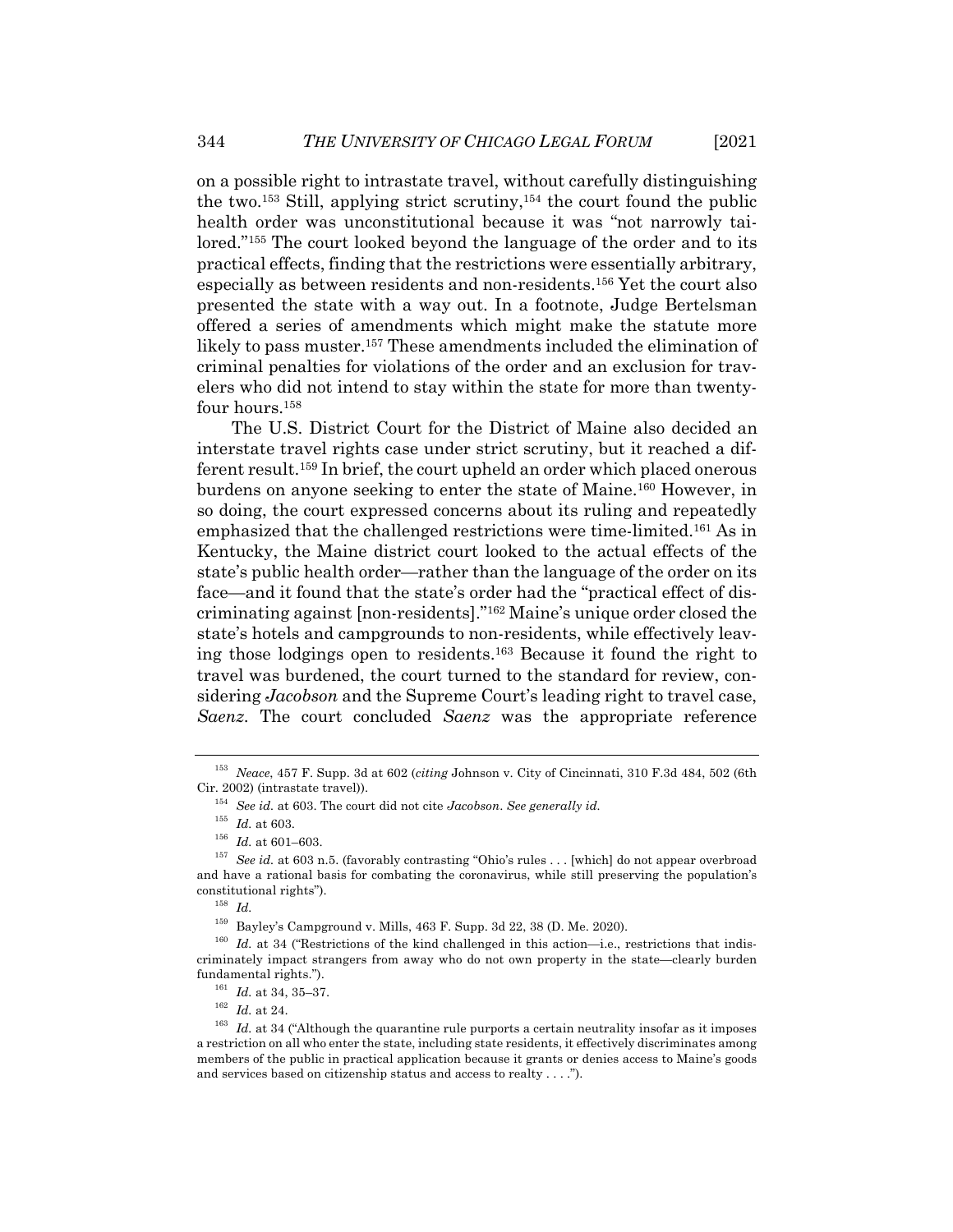on a possible right to intrastate travel, without carefully distinguishing the two.[153] Still, applying strict scrutiny,[154] the court found the public health order was unconstitutional because it was "not narrowly tailored."[155] The court looked beyond the language of the order and to its practical effects, finding that the restrictions were essentially arbitrary, especially as between residents and non-residents.[156] Yet the court also presented the state with a way out. In a footnote, Judge Bertelsman offered a series of amendments which might make the statute more likely to pass muster.[157] These amendments included the elimination of criminal penalties for violations of the order and an exclusion for travelers who did not intend to stay within the state for more than twenty-four hours.[158]

The U.S. District Court for the District of Maine also decided an interstate travel rights case under strict scrutiny, but it reached a different result.[159] In brief, the court upheld an order which placed onerous burdens on anyone seeking to enter the state of Maine.[160] However, in so doing, the court expressed concerns about its ruling and repeatedly emphasized that the challenged restrictions were time-limited.[161] As in Kentucky, the Maine district court looked to the actual effects of the state's public health order—rather than the language of the order on its face—and it found that the state's order had the "practical effect of discriminating against [non-residents]."[162] Maine's unique order closed the state's hotels and campgrounds to non-residents, while effectively leaving those lodgings open to residents.[163] Because it found the right to travel was burdened, the court turned to the standard for review, considering *Jacobson* and the Supreme Court's leading right to travel case, *Saenz*. The court concluded *Saenz* was the appropriate reference

---

[153] *Neace*, 457 F. Supp. 3d at 602 (*citing* Johnson v. City of Cincinnati, 310 F.3d 484, 502 (6th Cir. 2002) (intrastate travel)).

[154] *See id.* at 603. The court did not cite *Jacobson*. *See generally id.*

[155] *Id.* at 603.

[156] *Id.* at 601–603.

[157] *See id.* at 603 n.5. (favorably contrasting "Ohio's rules . . . [which] do not appear overbroad and have a rational basis for combating the coronavirus, while still preserving the population's constitutional rights").

[158] *Id.*

[159] Bayley's Campground v. Mills, 463 F. Supp. 3d 22, 38 (D. Me. 2020).

[160] *Id.* at 34 ("Restrictions of the kind challenged in this action—i.e., restrictions that indiscriminately impact strangers from away who do not own property in the state—clearly burden fundamental rights.").

[161] *Id.* at 34, 35–37.

[162] *Id.* at 24.

[163] *Id.* at 34 ("Although the quarantine rule purports a certain neutrality insofar as it imposes a restriction on all who enter the state, including state residents, it effectively discriminates among members of the public in practical application because it grants or denies access to Maine's goods and services based on citizenship status and access to realty . . . .").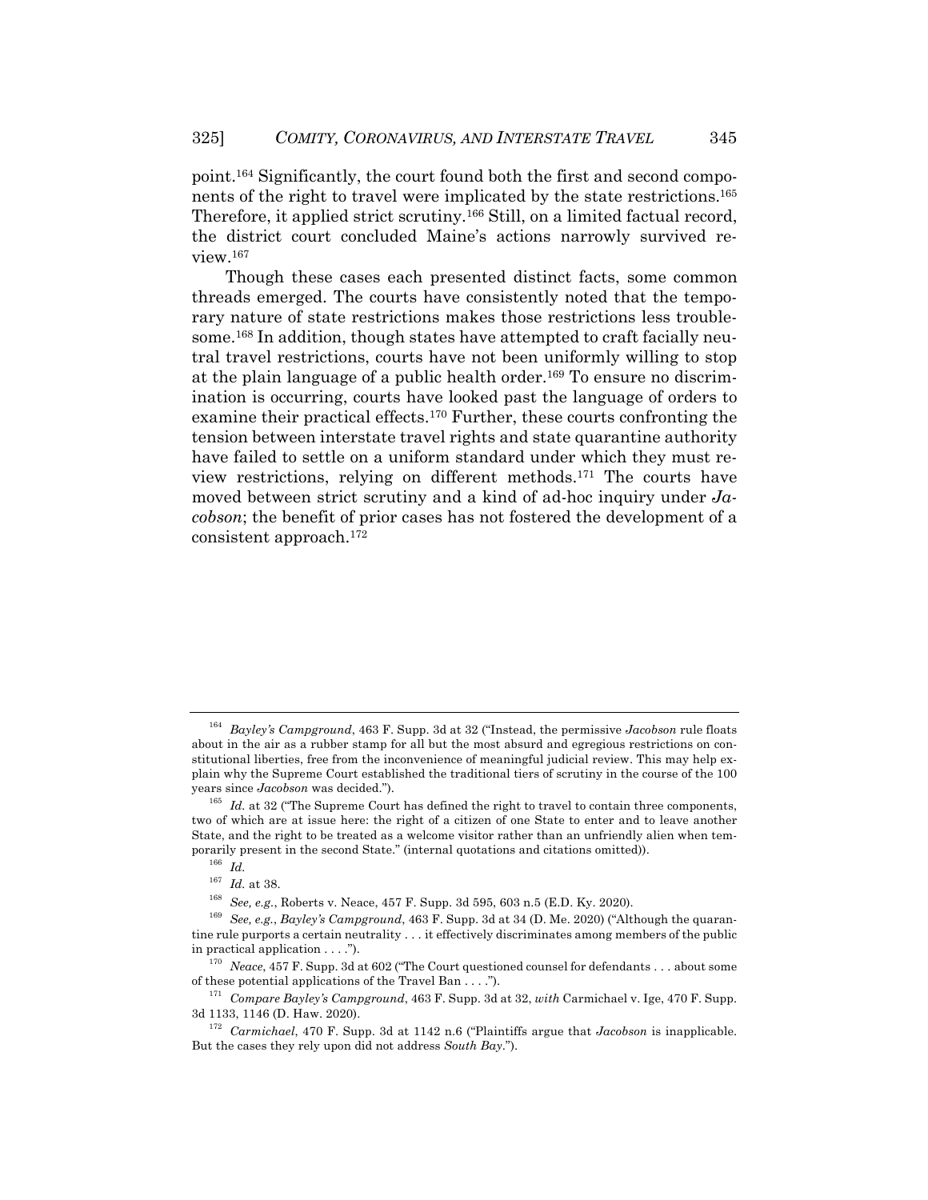point.[164] Significantly, the court found both the first and second components of the right to travel were implicated by the state restrictions.[165] Therefore, it applied strict scrutiny.[166] Still, on a limited factual record, the district court concluded Maine's actions narrowly survived review.[167]

Though these cases each presented distinct facts, some common threads emerged. The courts have consistently noted that the temporary nature of state restrictions makes those restrictions less troublesome.[168] In addition, though states have attempted to craft facially neutral travel restrictions, courts have not been uniformly willing to stop at the plain language of a public health order.[169] To ensure no discrimination is occurring, courts have looked past the language of orders to examine their practical effects.[170] Further, these courts confronting the tension between interstate travel rights and state quarantine authority have failed to settle on a uniform standard under which they must review restrictions, relying on different methods.[171] The courts have moved between strict scrutiny and a kind of ad-hoc inquiry under *Jacobson*; the benefit of prior cases has not fostered the development of a consistent approach.[172]

---

[164] *Bayley's Campground*, 463 F. Supp. 3d at 32 ("Instead, the permissive *Jacobson* rule floats about in the air as a rubber stamp for all but the most absurd and egregious restrictions on constitutional liberties, free from the inconvenience of meaningful judicial review. This may help explain why the Supreme Court established the traditional tiers of scrutiny in the course of the 100 years since *Jacobson* was decided.").

[165] *Id.* at 32 ("The Supreme Court has defined the right to travel to contain three components, two of which are at issue here: the right of a citizen of one State to enter and to leave another State, and the right to be treated as a welcome visitor rather than an unfriendly alien when temporarily present in the second State." (internal quotations and citations omitted)).

[166] *Id.*

[167] *Id.* at 38.

[168] *See, e.g.*, Roberts v. Neace, 457 F. Supp. 3d 595, 603 n.5 (E.D. Ky. 2020).

[169] *See, e.g.*, *Bayley's Campground*, 463 F. Supp. 3d at 34 (D. Me. 2020) ("Although the quarantine rule purports a certain neutrality . . . it effectively discriminates among members of the public in practical application . . . .").

[170] *Neace*, 457 F. Supp. 3d at 602 ("The Court questioned counsel for defendants . . . about some of these potential applications of the Travel Ban . . . .").

[171] *Compare Bayley's Campground*, 463 F. Supp. 3d at 32, *with* Carmichael v. Ige, 470 F. Supp. 3d 1133, 1146 (D. Haw. 2020).

[172] *Carmichael*, 470 F. Supp. 3d at 1142 n.6 ("Plaintiffs argue that *Jacobson* is inapplicable. But the cases they rely upon did not address *South Bay*.").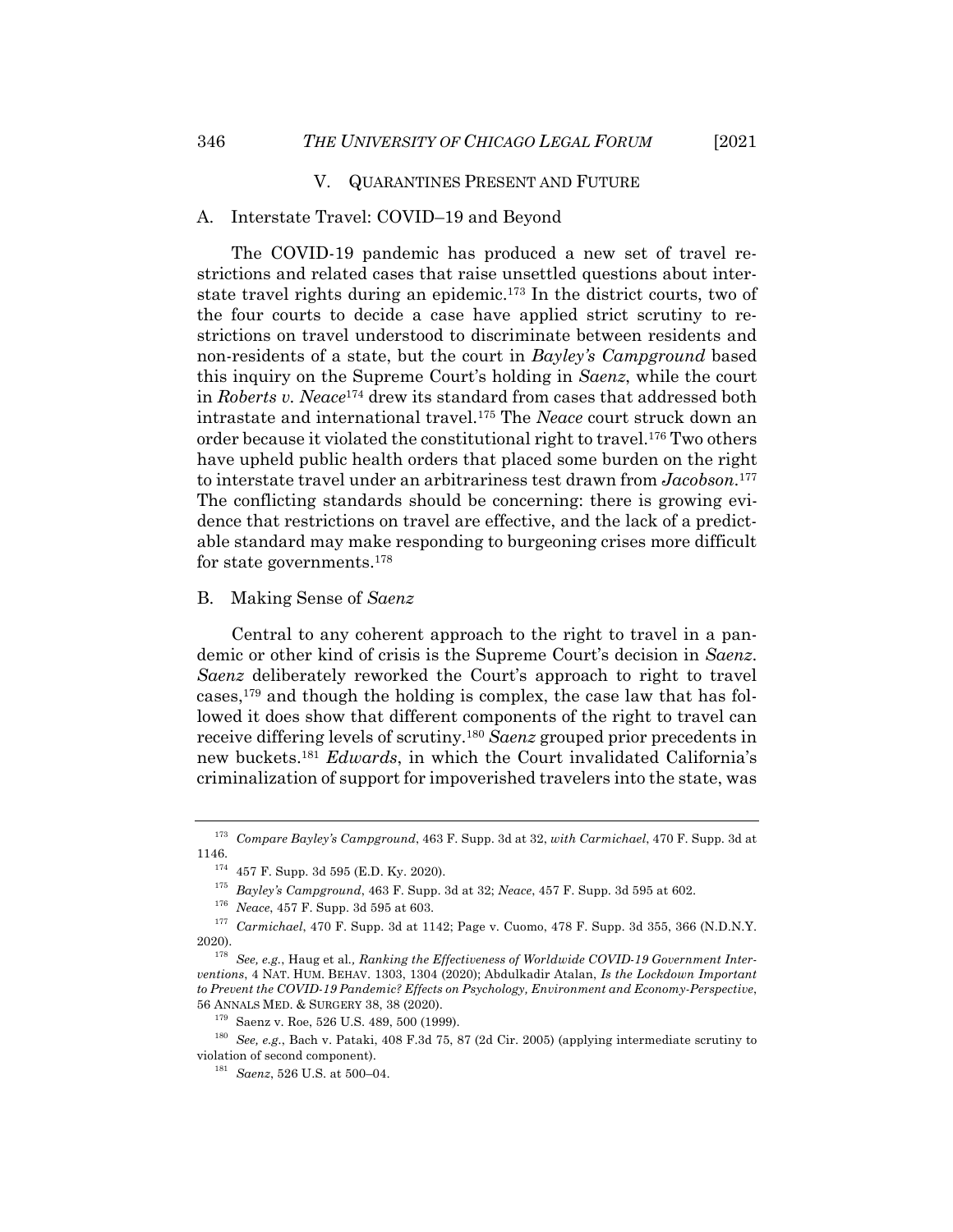## V. Quarantines Present and Future

### A. Interstate Travel: COVID–19 and Beyond

The COVID-19 pandemic has produced a new set of travel restrictions and related cases that raise unsettled questions about interstate travel rights during an epidemic.[173] In the district courts, two of the four courts to decide a case have applied strict scrutiny to restrictions on travel understood to discriminate between residents and non-residents of a state, but the court in *Bayley's Campground* based this inquiry on the Supreme Court's holding in *Saenz*, while the court in *Roberts v. Neace*[174] drew its standard from cases that addressed both intrastate and international travel.[175] The *Neace* court struck down an order because it violated the constitutional right to travel.[176] Two others have upheld public health orders that placed some burden on the right to interstate travel under an arbitrariness test drawn from *Jacobson*.[177] The conflicting standards should be concerning: there is growing evidence that restrictions on travel are effective, and the lack of a predictable standard may make responding to burgeoning crises more difficult for state governments.[178]

### B. Making Sense of *Saenz*

Central to any coherent approach to the right to travel in a pandemic or other kind of crisis is the Supreme Court's decision in *Saenz*. *Saenz* deliberately reworked the Court's approach to right to travel cases,[179] and though the holding is complex, the case law that has followed it does show that different components of the right to travel can receive differing levels of scrutiny.[180] *Saenz* grouped prior precedents in new buckets.[181] *Edwards*, in which the Court invalidated California's criminalization of support for impoverished travelers into the state, was

---

[173] *Compare Bayley's Campground*, 463 F. Supp. 3d at 32, *with Carmichael*, 470 F. Supp. 3d at 1146.

[174] 457 F. Supp. 3d 595 (E.D. Ky. 2020).

[175] *Bayley's Campground*, 463 F. Supp. 3d at 32; *Neace*, 457 F. Supp. 3d 595 at 602.

[176] *Neace*, 457 F. Supp. 3d 595 at 603.

[177] *Carmichael*, 470 F. Supp. 3d at 1142; Page v. Cuomo, 478 F. Supp. 3d 355, 366 (N.D.N.Y. 2020).

[178] *See, e.g.*, Haug et al*., Ranking the Effectiveness of Worldwide COVID-19 Government Interventions*, 4 NAT. HUM. BEHAV. 1303, 1304 (2020); Abdulkadir Atalan, *Is the Lockdown Important to Prevent the COVID-19 Pandemic? Effects on Psychology, Environment and Economy-Perspective*, 56 ANNALS MED. & SURGERY 38, 38 (2020).

[179] Saenz v. Roe, 526 U.S. 489, 500 (1999).

[180] *See, e.g.*, Bach v. Pataki, 408 F.3d 75, 87 (2d Cir. 2005) (applying intermediate scrutiny to violation of second component).

[181] *Saenz*, 526 U.S. at 500–04.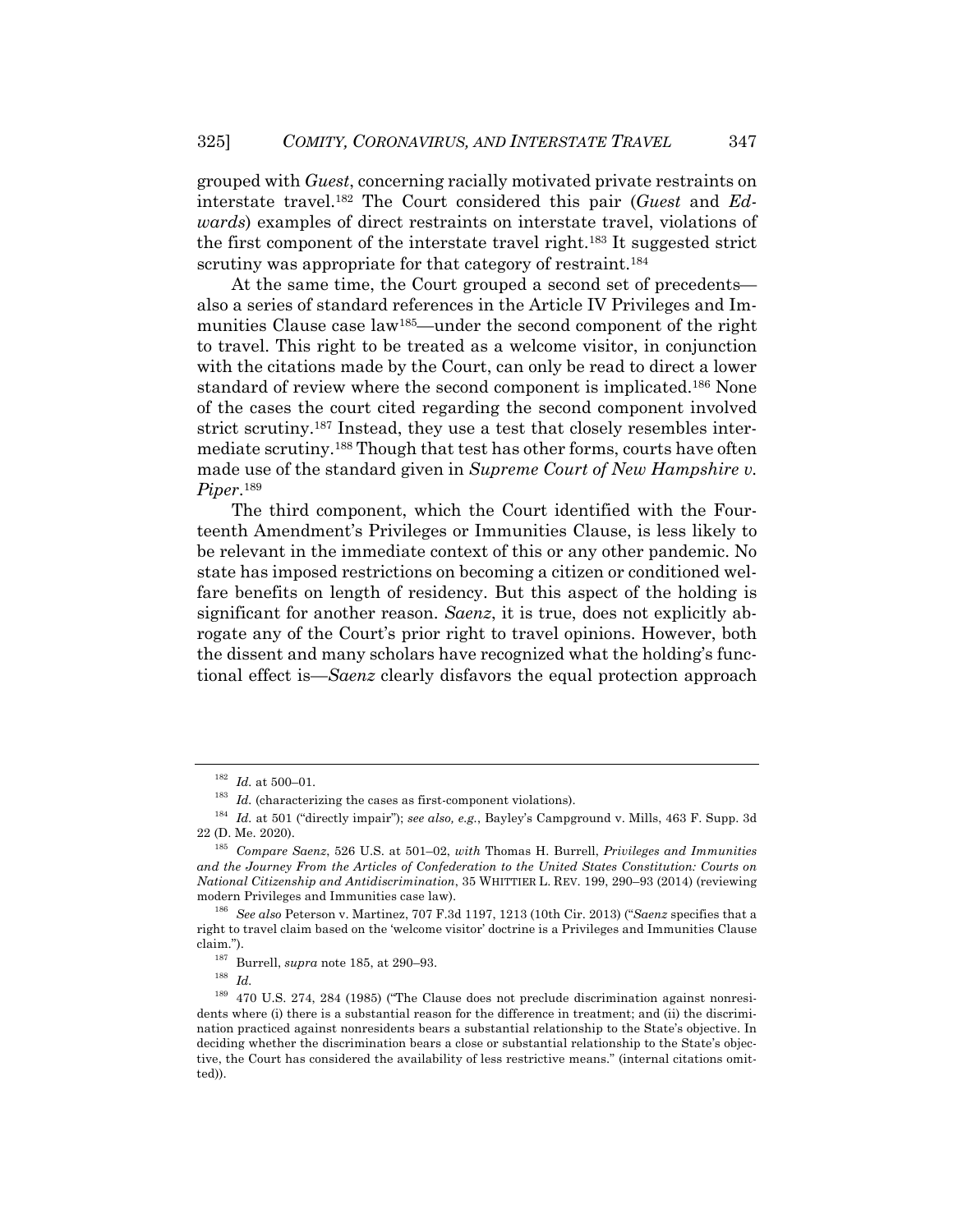grouped with *Guest*, concerning racially motivated private restraints on interstate travel.[182] The Court considered this pair (*Guest* and *Edwards*) examples of direct restraints on interstate travel, violations of the first component of the interstate travel right.[183] It suggested strict scrutiny was appropriate for that category of restraint.[184]

At the same time, the Court grouped a second set of precedents—also a series of standard references in the Article IV Privileges and Immunities Clause case law[185]—under the second component of the right to travel. This right to be treated as a welcome visitor, in conjunction with the citations made by the Court, can only be read to direct a lower standard of review where the second component is implicated.[186] None of the cases the court cited regarding the second component involved strict scrutiny.[187] Instead, they use a test that closely resembles intermediate scrutiny.[188] Though that test has other forms, courts have often made use of the standard given in *Supreme Court of New Hampshire v. Piper*.[189]

The third component, which the Court identified with the Fourteenth Amendment's Privileges or Immunities Clause, is less likely to be relevant in the immediate context of this or any other pandemic. No state has imposed restrictions on becoming a citizen or conditioned welfare benefits on length of residency. But this aspect of the holding is significant for another reason. *Saenz*, it is true, does not explicitly abrogate any of the Court's prior right to travel opinions. However, both the dissent and many scholars have recognized what the holding's functional effect is—*Saenz* clearly disfavors the equal protection approach

---

[182] *Id.* at 500–01.

[183] *Id.* (characterizing the cases as first-component violations).

[184] *Id.* at 501 ("directly impair"); *see also, e.g.*, Bayley's Campground v. Mills, 463 F. Supp. 3d 22 (D. Me. 2020).

[185] *Compare Saenz*, 526 U.S. at 501–02, *with* Thomas H. Burrell, *Privileges and Immunities and the Journey From the Articles of Confederation to the United States Constitution: Courts on National Citizenship and Antidiscrimination*, 35 WHITTIER L. REV. 199, 290–93 (2014) (reviewing modern Privileges and Immunities case law).

[186] *See also* Peterson v. Martinez, 707 F.3d 1197, 1213 (10th Cir. 2013) ("*Saenz* specifies that a right to travel claim based on the 'welcome visitor' doctrine is a Privileges and Immunities Clause claim.").

[187] Burrell, *supra* note 185, at 290–93.

[188] *Id.*

[189] 470 U.S. 274, 284 (1985) ("The Clause does not preclude discrimination against nonresidents where (i) there is a substantial reason for the difference in treatment; and (ii) the discrimination practiced against nonresidents bears a substantial relationship to the State's objective. In deciding whether the discrimination bears a close or substantial relationship to the State's objective, the Court has considered the availability of less restrictive means." (internal citations omitted)).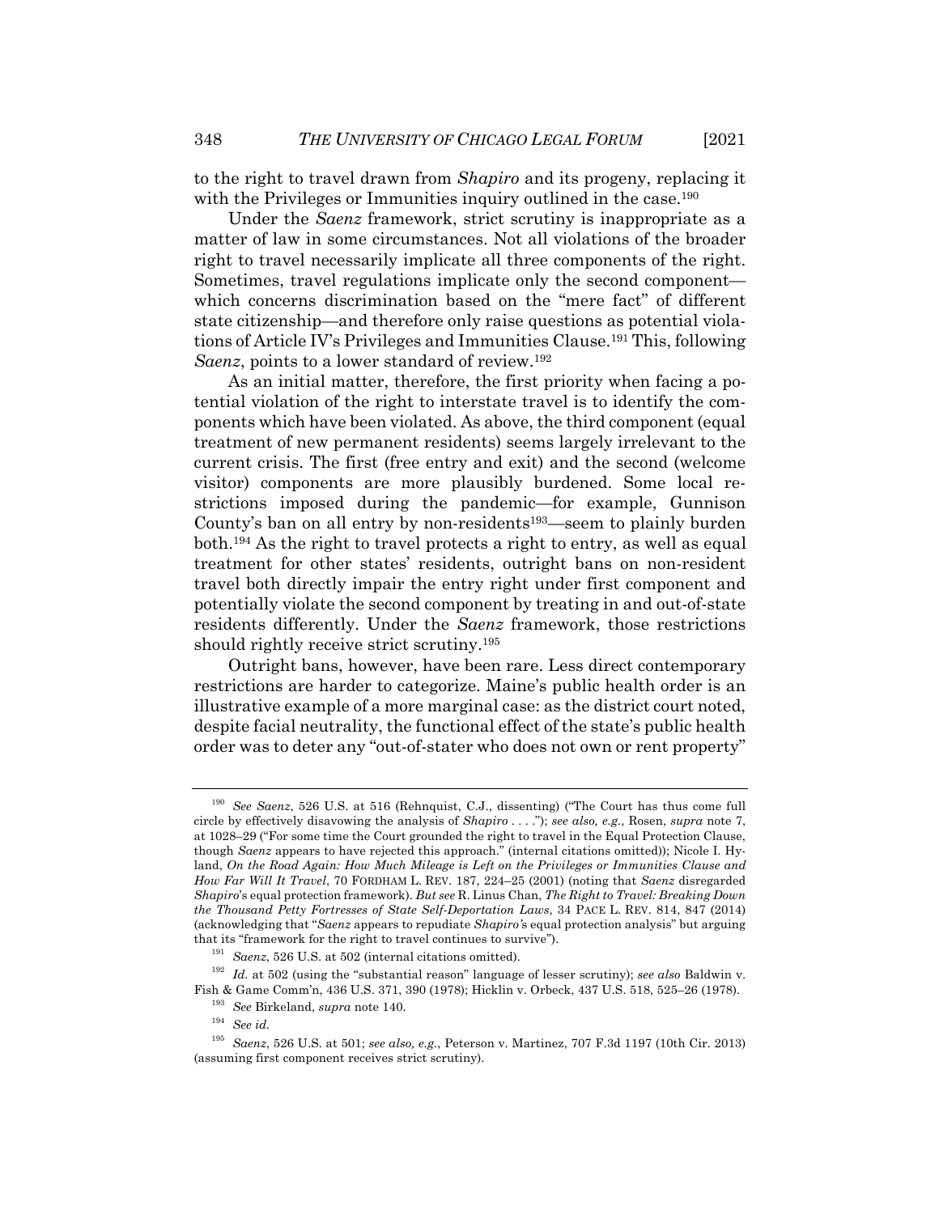to the right to travel drawn from *Shapiro* and its progeny, replacing it with the Privileges or Immunities inquiry outlined in the case.[190]

Under the *Saenz* framework, strict scrutiny is inappropriate as a matter of law in some circumstances. Not all violations of the broader right to travel necessarily implicate all three components of the right. Sometimes, travel regulations implicate only the second component—which concerns discrimination based on the "mere fact" of different state citizenship—and therefore only raise questions as potential violations of Article IV's Privileges and Immunities Clause.[191] This, following *Saenz*, points to a lower standard of review.[192]

As an initial matter, therefore, the first priority when facing a potential violation of the right to interstate travel is to identify the components which have been violated. As above, the third component (equal treatment of new permanent residents) seems largely irrelevant to the current crisis. The first (free entry and exit) and the second (welcome visitor) components are more plausibly burdened. Some local restrictions imposed during the pandemic—for example, Gunnison County's ban on all entry by non-residents[193]—seem to plainly burden both.[194] As the right to travel protects a right to entry, as well as equal treatment for other states' residents, outright bans on non-resident travel both directly impair the entry right under first component and potentially violate the second component by treating in and out-of-state residents differently. Under the *Saenz* framework, those restrictions should rightly receive strict scrutiny.[195]

Outright bans, however, have been rare. Less direct contemporary restrictions are harder to categorize. Maine's public health order is an illustrative example of a more marginal case: as the district court noted, despite facial neutrality, the functional effect of the state's public health order was to deter any "out-of-stater who does not own or rent property"

---

[190] *See Saenz*, 526 U.S. at 516 (Rehnquist, C.J., dissenting) ("The Court has thus come full circle by effectively disavowing the analysis of *Shapiro* . . . ."); *see also, e.g.*, Rosen, *supra* note 7, at 1028–29 ("For some time the Court grounded the right to travel in the Equal Protection Clause, though *Saenz* appears to have rejected this approach." (internal citations omitted)); Nicole I. Hyland, *On the Road Again: How Much Mileage is Left on the Privileges or Immunities Clause and How Far Will It Travel*, 70 FORDHAM L. REV. 187, 224–25 (2001) (noting that *Saenz* disregarded *Shapiro*'s equal protection framework). *But see* R. Linus Chan, *The Right to Travel: Breaking Down the Thousand Petty Fortresses of State Self-Deportation Laws*, 34 PACE L. REV. 814, 847 (2014) (acknowledging that "*Saenz* appears to repudiate *Shapiro'*s equal protection analysis" but arguing that its "framework for the right to travel continues to survive").

[191] *Saenz*, 526 U.S. at 502 (internal citations omitted).

[192] *Id.* at 502 (using the "substantial reason" language of lesser scrutiny); *see also* Baldwin v. Fish & Game Comm'n, 436 U.S. 371, 390 (1978); Hicklin v. Orbeck, 437 U.S. 518, 525–26 (1978).

[193] *See* Birkeland, *supra* note 140.

[194] *See id.*

[195] *Saenz*, 526 U.S. at 501; *see also, e.g.*, Peterson v. Martinez, 707 F.3d 1197 (10th Cir. 2013) (assuming first component receives strict scrutiny).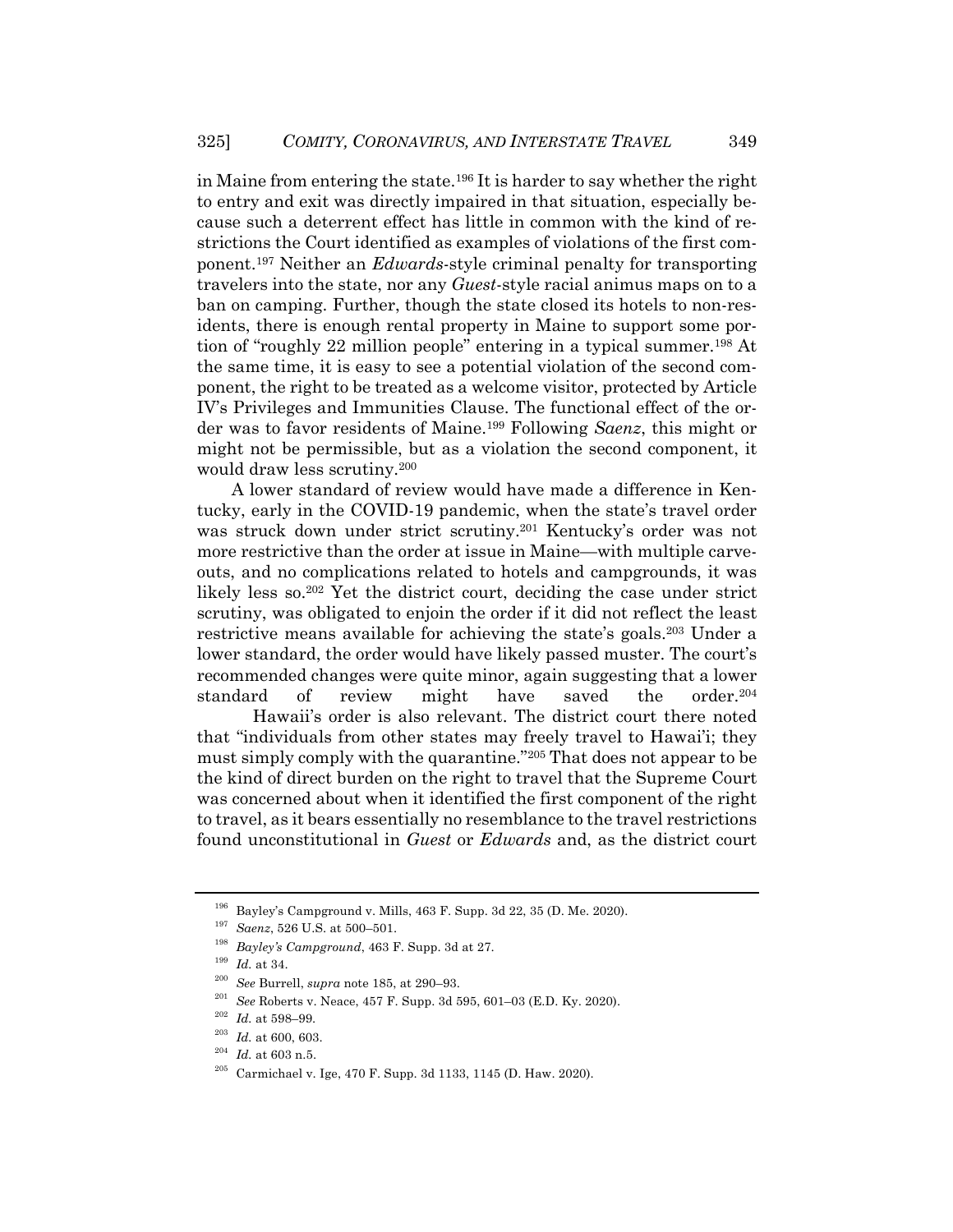in Maine from entering the state.[196] It is harder to say whether the right to entry and exit was directly impaired in that situation, especially because such a deterrent effect has little in common with the kind of restrictions the Court identified as examples of violations of the first component.[197] Neither an *Edwards*-style criminal penalty for transporting travelers into the state, nor any *Guest*-style racial animus maps on to a ban on camping. Further, though the state closed its hotels to non-residents, there is enough rental property in Maine to support some portion of "roughly 22 million people" entering in a typical summer.[198] At the same time, it is easy to see a potential violation of the second component, the right to be treated as a welcome visitor, protected by Article IV's Privileges and Immunities Clause. The functional effect of the order was to favor residents of Maine.[199] Following *Saenz*, this might or might not be permissible, but as a violation the second component, it would draw less scrutiny.[200]

A lower standard of review would have made a difference in Kentucky, early in the COVID-19 pandemic, when the state's travel order was struck down under strict scrutiny.[201] Kentucky's order was not more restrictive than the order at issue in Maine—with multiple carveouts, and no complications related to hotels and campgrounds, it was likely less so.[202] Yet the district court, deciding the case under strict scrutiny, was obligated to enjoin the order if it did not reflect the least restrictive means available for achieving the state's goals.[203] Under a lower standard, the order would have likely passed muster. The court's recommended changes were quite minor, again suggesting that a lower standard of review might have saved the order.[204]

Hawaii's order is also relevant. The district court there noted that "individuals from other states may freely travel to Hawai'i; they must simply comply with the quarantine."[205] That does not appear to be the kind of direct burden on the right to travel that the Supreme Court was concerned about when it identified the first component of the right to travel, as it bears essentially no resemblance to the travel restrictions found unconstitutional in *Guest* or *Edwards* and, as the district court

---

[196] Bayley's Campground v. Mills, 463 F. Supp. 3d 22, 35 (D. Me. 2020).

[197] *Saenz*, 526 U.S. at 500–501.

[198] *Bayley's Campground*, 463 F. Supp. 3d at 27.

[199] *Id.* at 34.

[200] *See* Burrell, *supra* note 185, at 290–93.

[201] *See* Roberts v. Neace, 457 F. Supp. 3d 595, 601–03 (E.D. Ky. 2020).

[202] *Id.* at 598–99.

[203] *Id.* at 600, 603.

[204] *Id.* at 603 n.5.

[205] Carmichael v. Ige, 470 F. Supp. 3d 1133, 1145 (D. Haw. 2020).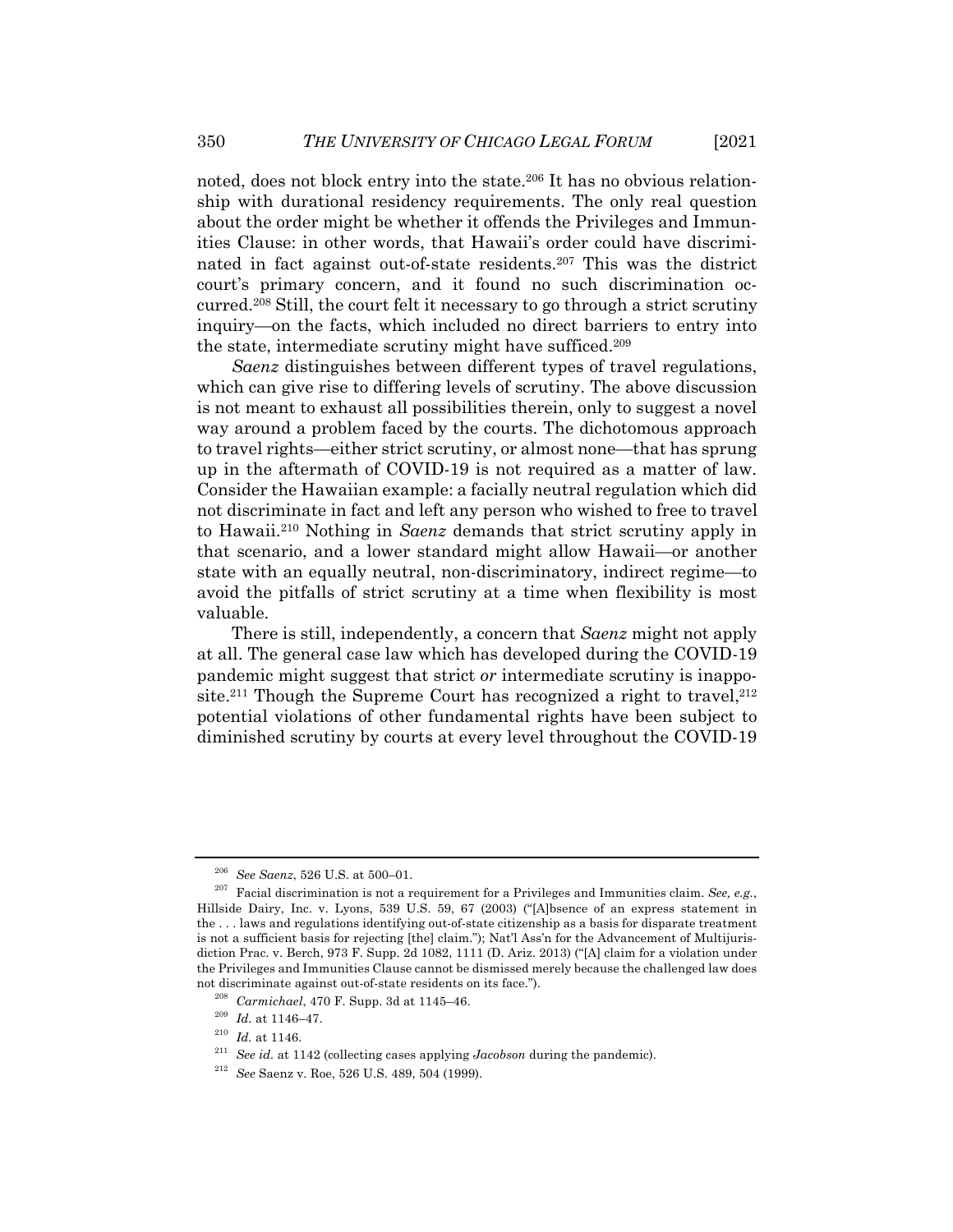noted, does not block entry into the state.[206] It has no obvious relationship with durational residency requirements. The only real question about the order might be whether it offends the Privileges and Immunities Clause: in other words, that Hawaii's order could have discriminated in fact against out-of-state residents.[207] This was the district court's primary concern, and it found no such discrimination occurred.[208] Still, the court felt it necessary to go through a strict scrutiny inquiry—on the facts, which included no direct barriers to entry into the state, intermediate scrutiny might have sufficed.[209]

*Saenz* distinguishes between different types of travel regulations, which can give rise to differing levels of scrutiny. The above discussion is not meant to exhaust all possibilities therein, only to suggest a novel way around a problem faced by the courts. The dichotomous approach to travel rights—either strict scrutiny, or almost none—that has sprung up in the aftermath of COVID-19 is not required as a matter of law. Consider the Hawaiian example: a facially neutral regulation which did not discriminate in fact and left any person who wished to free to travel to Hawaii.[210] Nothing in *Saenz* demands that strict scrutiny apply in that scenario, and a lower standard might allow Hawaii—or another state with an equally neutral, non-discriminatory, indirect regime—to avoid the pitfalls of strict scrutiny at a time when flexibility is most valuable.

There is still, independently, a concern that *Saenz* might not apply at all. The general case law which has developed during the COVID-19 pandemic might suggest that strict *or* intermediate scrutiny is inapposite.[211] Though the Supreme Court has recognized a right to travel,[212] potential violations of other fundamental rights have been subject to diminished scrutiny by courts at every level throughout the COVID-19

---

[206] *See Saenz*, 526 U.S. at 500–01.

[207] Facial discrimination is not a requirement for a Privileges and Immunities claim. *See, e.g.*, Hillside Dairy, Inc. v. Lyons, 539 U.S. 59, 67 (2003) ("[A]bsence of an express statement in the . . . laws and regulations identifying out-of-state citizenship as a basis for disparate treatment is not a sufficient basis for rejecting [the] claim."); Nat'l Ass'n for the Advancement of Multijurisdiction Prac. v. Berch, 973 F. Supp. 2d 1082, 1111 (D. Ariz. 2013) ("[A] claim for a violation under the Privileges and Immunities Clause cannot be dismissed merely because the challenged law does not discriminate against out-of-state residents on its face.").

[208] *Carmichael*, 470 F. Supp. 3d at 1145–46.

[209] *Id.* at 1146–47.

[210] *Id.* at 1146.

[211] *See id.* at 1142 (collecting cases applying *Jacobson* during the pandemic).

[212] *See* Saenz v. Roe, 526 U.S. 489, 504 (1999).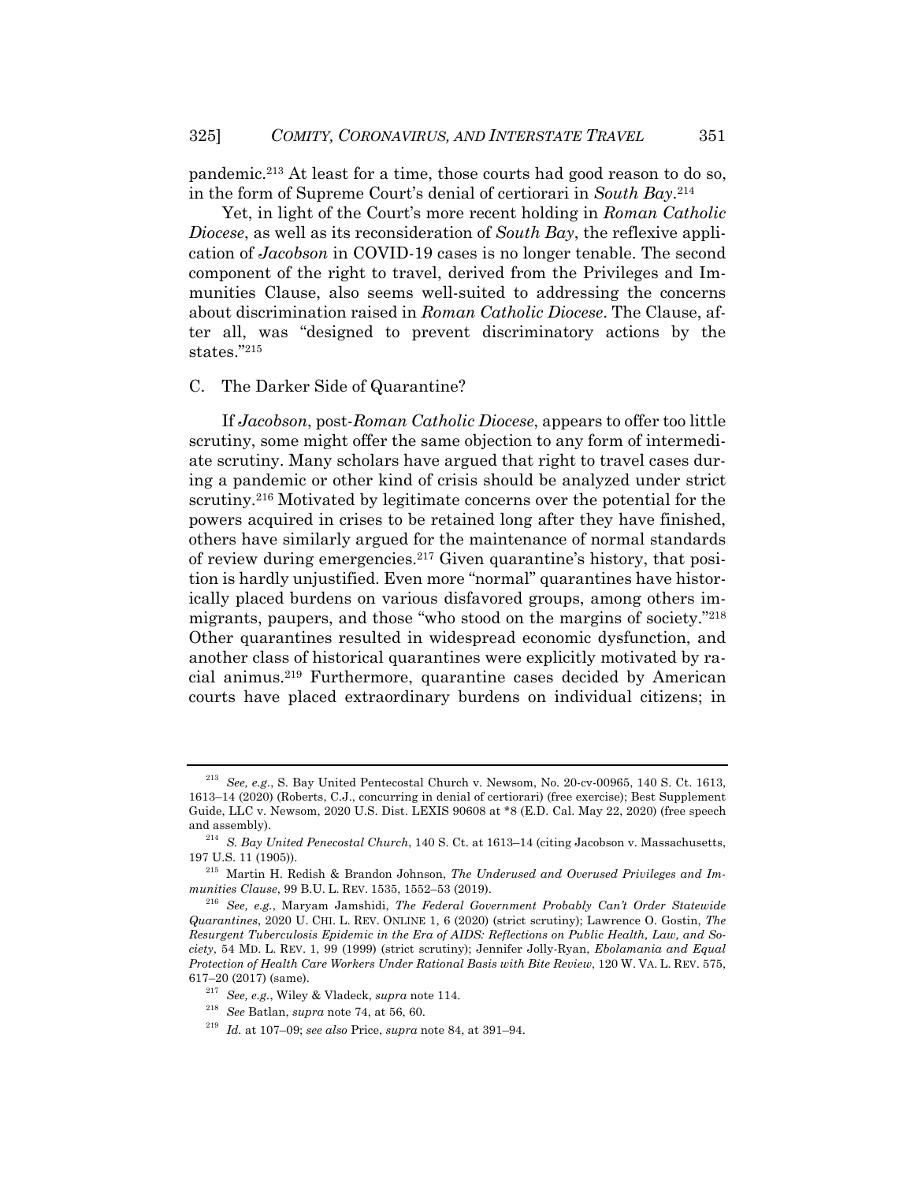pandemic.[213] At least for a time, those courts had good reason to do so, in the form of Supreme Court's denial of certiorari in *South Bay*.[214]

Yet, in light of the Court's more recent holding in *Roman Catholic Diocese*, as well as its reconsideration of *South Bay*, the reflexive application of *Jacobson* in COVID-19 cases is no longer tenable. The second component of the right to travel, derived from the Privileges and Immunities Clause, also seems well-suited to addressing the concerns about discrimination raised in *Roman Catholic Diocese*. The Clause, after all, was "designed to prevent discriminatory actions by the states."[215]

## C. The Darker Side of Quarantine?

If *Jacobson*, post-*Roman Catholic Diocese*, appears to offer too little scrutiny, some might offer the same objection to any form of intermediate scrutiny. Many scholars have argued that right to travel cases during a pandemic or other kind of crisis should be analyzed under strict scrutiny.[216] Motivated by legitimate concerns over the potential for the powers acquired in crises to be retained long after they have finished, others have similarly argued for the maintenance of normal standards of review during emergencies.[217] Given quarantine's history, that position is hardly unjustified. Even more "normal" quarantines have historically placed burdens on various disfavored groups, among others immigrants, paupers, and those "who stood on the margins of society."[218] Other quarantines resulted in widespread economic dysfunction, and another class of historical quarantines were explicitly motivated by racial animus.[219] Furthermore, quarantine cases decided by American courts have placed extraordinary burdens on individual citizens; in

---

[213] *See, e.g.*, S. Bay United Pentecostal Church v. Newsom, No. 20-cv-00965, 140 S. Ct. 1613, 1613–14 (2020) (Roberts, C.J., concurring in denial of certiorari) (free exercise); Best Supplement Guide, LLC v. Newsom, 2020 U.S. Dist. LEXIS 90608 at *8 (E.D. Cal. May 22, 2020) (free speech and assembly).

[214] *S. Bay United Penecostal Church*, 140 S. Ct. at 1613–14 (citing Jacobson v. Massachusetts, 197 U.S. 11 (1905)).

[215] Martin H. Redish & Brandon Johnson, *The Underused and Overused Privileges and Immunities Clause*, 99 B.U. L. REV. 1535, 1552–53 (2019).

[216] *See, e.g.*, Maryam Jamshidi, *The Federal Government Probably Can't Order Statewide Quarantines*, 2020 U. CHI. L. REV. ONLINE 1, 6 (2020) (strict scrutiny); Lawrence O. Gostin, *The Resurgent Tuberculosis Epidemic in the Era of AIDS: Reflections on Public Health, Law, and Society*, 54 MD. L. REV. 1, 99 (1999) (strict scrutiny); Jennifer Jolly-Ryan, *Ebolamania and Equal Protection of Health Care Workers Under Rational Basis with Bite Review*, 120 W. VA. L. REV. 575, 617–20 (2017) (same).

[217] *See, e.g.*, Wiley & Vladeck, *supra* note 114.

[218] *See* Batlan, *supra* note 74, at 56, 60.

[219] *Id.* at 107–09; *see also* Price, *supra* note 84, at 391–94.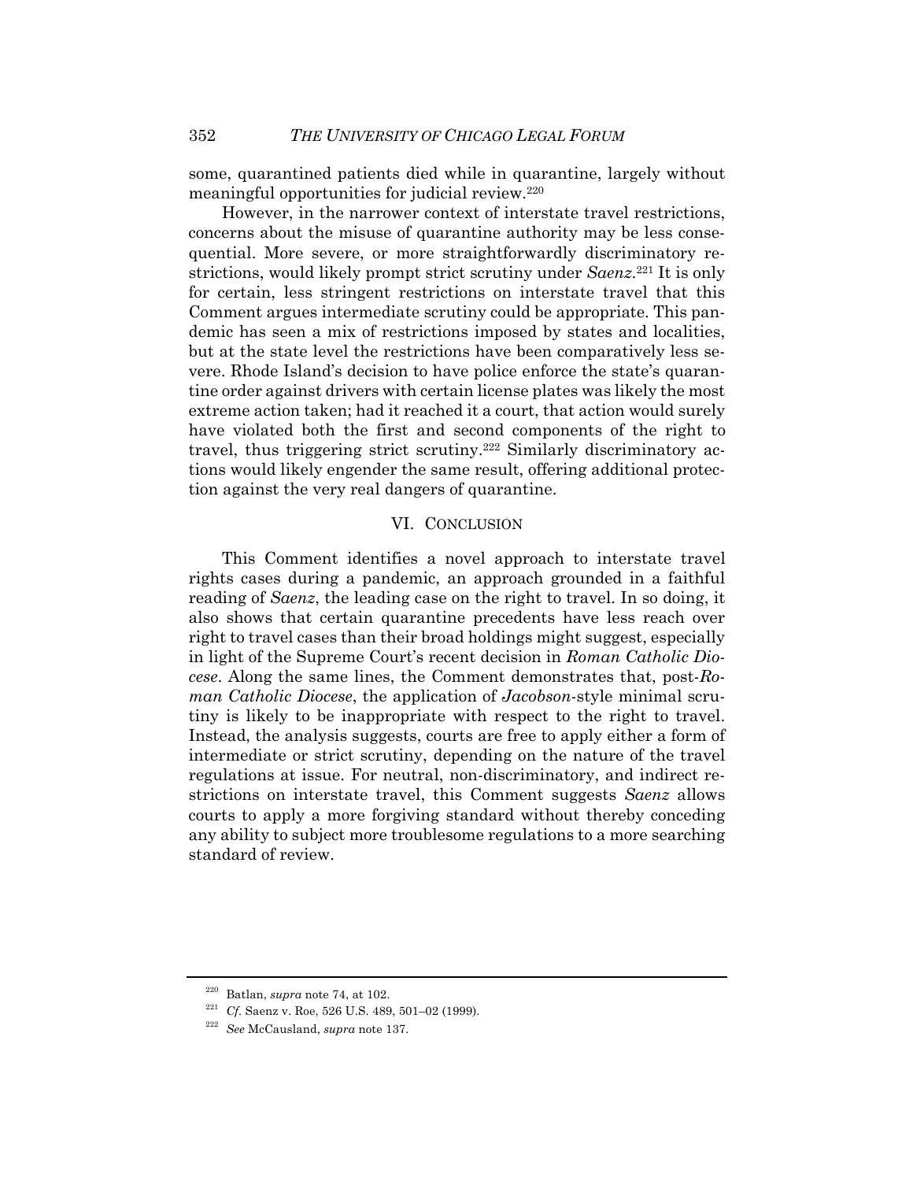some, quarantined patients died while in quarantine, largely without meaningful opportunities for judicial review.[220]

However, in the narrower context of interstate travel restrictions, concerns about the misuse of quarantine authority may be less consequential. More severe, or more straightforwardly discriminatory restrictions, would likely prompt strict scrutiny under *Saenz*.[221] It is only for certain, less stringent restrictions on interstate travel that this Comment argues intermediate scrutiny could be appropriate. This pandemic has seen a mix of restrictions imposed by states and localities, but at the state level the restrictions have been comparatively less severe. Rhode Island's decision to have police enforce the state's quarantine order against drivers with certain license plates was likely the most extreme action taken; had it reached it a court, that action would surely have violated both the first and second components of the right to travel, thus triggering strict scrutiny.[222] Similarly discriminatory actions would likely engender the same result, offering additional protection against the very real dangers of quarantine.

## VI. CONCLUSION

This Comment identifies a novel approach to interstate travel rights cases during a pandemic, an approach grounded in a faithful reading of *Saenz*, the leading case on the right to travel. In so doing, it also shows that certain quarantine precedents have less reach over right to travel cases than their broad holdings might suggest, especially in light of the Supreme Court's recent decision in *Roman Catholic Diocese*. Along the same lines, the Comment demonstrates that, post-*Roman Catholic Diocese*, the application of *Jacobson*-style minimal scrutiny is likely to be inappropriate with respect to the right to travel. Instead, the analysis suggests, courts are free to apply either a form of intermediate or strict scrutiny, depending on the nature of the travel regulations at issue. For neutral, non-discriminatory, and indirect restrictions on interstate travel, this Comment suggests *Saenz* allows courts to apply a more forgiving standard without thereby conceding any ability to subject more troublesome regulations to a more searching standard of review.

---

[220] Batlan, *supra* note 74, at 102.

[221] *Cf.* Saenz v. Roe, 526 U.S. 489, 501–02 (1999).

[222] *See* McCausland, *supra* note 137.